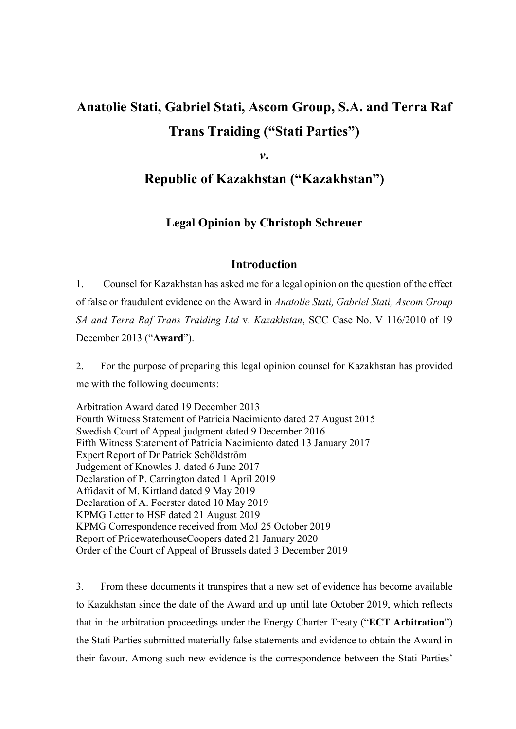# Anatolie Stati, Gabriel Stati, Ascom Group, S.A. and Terra Raf Trans Traiding ("Stati Parties")

# *v.*

# Republic of Kazakhstan ("Kazakhstan")

### Legal Opinion by Christoph Schreuer

## Introduction

1. Counsel for Kazakhstan has asked me for a legal opinion on the question of the effect of false or fraudulent evidence on the Award in *Anatolie Stati, Gabriel Stati, Ascom Group SA and Terra Raf Trans Traiding Ltd* v. *Kazakhstan*, SCC Case No. V 116/2010 of 19 December 2013 ("**Award**").

2. For the purpose of preparing this legal opinion counsel for Kazakhstan has provided me with the following documents:

Arbitration Award dated 19 December 2013
Fourth Witness Statement of Patricia Nacimiento dated 27 August 2015
Swedish Court of Appeal judgment dated 9 December 2016
Fifth Witness Statement of Patricia Nacimiento dated 13 January 2017
Expert Report of Dr Patrick Schöldström
Judgement of Knowles J. dated 6 June 2017
Declaration of P. Carrington dated 1 April 2019
Affidavit of M. Kirtland dated 9 May 2019
Declaration of A. Foerster dated 10 May 2019
KPMG Letter to HSF dated 21 August 2019
KPMG Correspondence received from MoJ 25 October 2019
Report of PricewaterhouseCoopers dated 21 January 2020
Order of the Court of Appeal of Brussels dated 3 December 2019

3. From these documents it transpires that a new set of evidence has become available to Kazakhstan since the date of the Award and up until late October 2019, which reflects that in the arbitration proceedings under the Energy Charter Treaty ("**ECT Arbitration**") the Stati Parties submitted materially false statements and evidence to obtain the Award in their favour. Among such new evidence is the correspondence between the Stati Parties'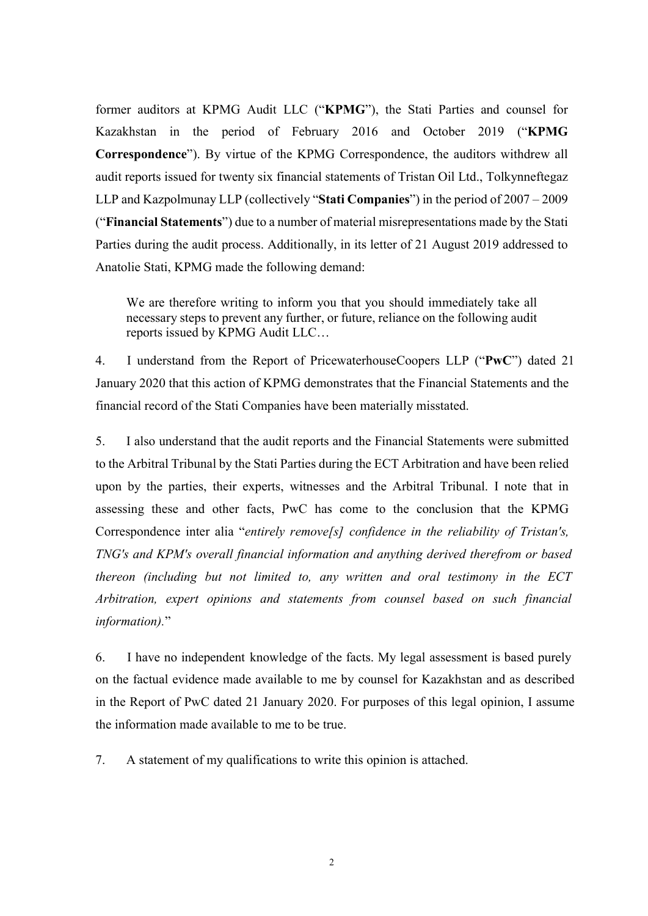former auditors at KPMG Audit LLC ("**KPMG**"), the Stati Parties and counsel for Kazakhstan in the period of February 2016 and October 2019 ("**KPMG Correspondence**"). By virtue of the KPMG Correspondence, the auditors withdrew all audit reports issued for twenty six financial statements of Tristan Oil Ltd., Tolkynneftegaz LLP and Kazpolmunay LLP (collectively "**Stati Companies**") in the period of 2007 – 2009 ("**Financial Statements**") due to a number of material misrepresentations made by the Stati Parties during the audit process. Additionally, in its letter of 21 August 2019 addressed to Anatolie Stati, KPMG made the following demand:

> We are therefore writing to inform you that you should immediately take all necessary steps to prevent any further, or future, reliance on the following audit reports issued by KPMG Audit LLC…

4. I understand from the Report of PricewaterhouseCoopers LLP ("**PwC**") dated 21 January 2020 that this action of KPMG demonstrates that the Financial Statements and the financial record of the Stati Companies have been materially misstated.

5. I also understand that the audit reports and the Financial Statements were submitted to the Arbitral Tribunal by the Stati Parties during the ECT Arbitration and have been relied upon by the parties, their experts, witnesses and the Arbitral Tribunal. I note that in assessing these and other facts, PwC has come to the conclusion that the KPMG Correspondence inter alia "*entirely remove[s] confidence in the reliability of Tristan's, TNG's and KPM's overall financial information and anything derived therefrom or based thereon (including but not limited to, any written and oral testimony in the ECT Arbitration, expert opinions and statements from counsel based on such financial information).*"

6. I have no independent knowledge of the facts. My legal assessment is based purely on the factual evidence made available to me by counsel for Kazakhstan and as described in the Report of PwC dated 21 January 2020. For purposes of this legal opinion, I assume the information made available to me to be true.

7. A statement of my qualifications to write this opinion is attached.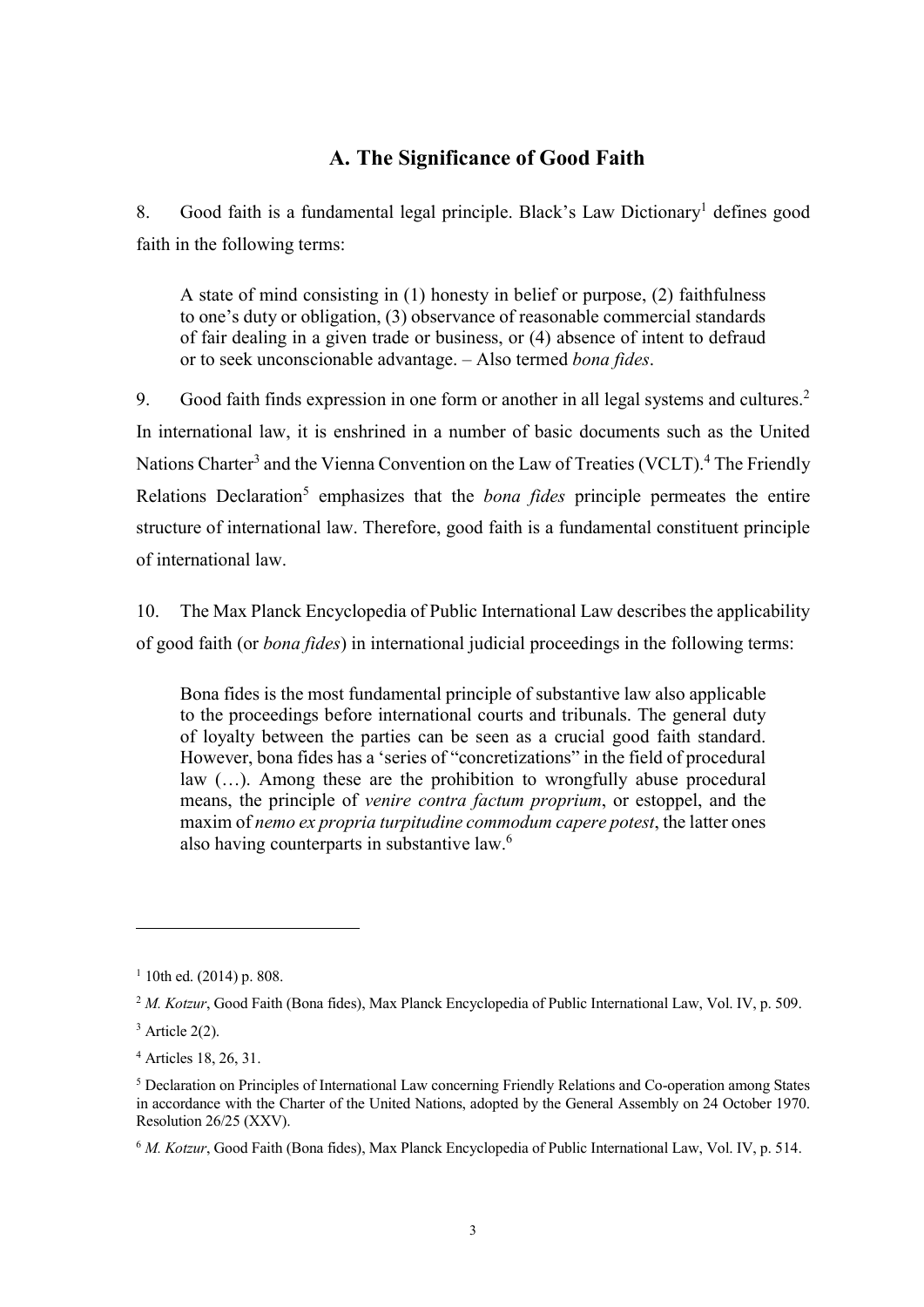## A. The Significance of Good Faith

8. Good faith is a fundamental legal principle. Black's Law Dictionary[1] defines good faith in the following terms:

> A state of mind consisting in (1) honesty in belief or purpose, (2) faithfulness to one's duty or obligation, (3) observance of reasonable commercial standards of fair dealing in a given trade or business, or (4) absence of intent to defraud or to seek unconscionable advantage. – Also termed *bona fides*.

9. Good faith finds expression in one form or another in all legal systems and cultures.[2] In international law, it is enshrined in a number of basic documents such as the United Nations Charter[3] and the Vienna Convention on the Law of Treaties (VCLT).[4] The Friendly Relations Declaration[5] emphasizes that the *bona fides* principle permeates the entire structure of international law. Therefore, good faith is a fundamental constituent principle of international law.

10. The Max Planck Encyclopedia of Public International Law describes the applicability of good faith (or *bona fides*) in international judicial proceedings in the following terms:

> Bona fides is the most fundamental principle of substantive law also applicable to the proceedings before international courts and tribunals. The general duty of loyalty between the parties can be seen as a crucial good faith standard. However, bona fides has a 'series of "concretizations" in the field of procedural law (…). Among these are the prohibition to wrongfully abuse procedural means, the principle of *venire contra factum proprium*, or estoppel, and the maxim of *nemo ex propria turpitudine commodum capere potest*, the latter ones also having counterparts in substantive law.[6]

---

[1] 10th ed. (2014) p. 808.

[2] *M. Kotzur*, Good Faith (Bona fides), Max Planck Encyclopedia of Public International Law, Vol. IV, p. 509.

[3] Article 2(2).

[4] Articles 18, 26, 31.

[5] Declaration on Principles of International Law concerning Friendly Relations and Co-operation among States in accordance with the Charter of the United Nations, adopted by the General Assembly on 24 October 1970. Resolution 26/25 (XXV).

[6] *M. Kotzur*, Good Faith (Bona fides), Max Planck Encyclopedia of Public International Law, Vol. IV, p. 514.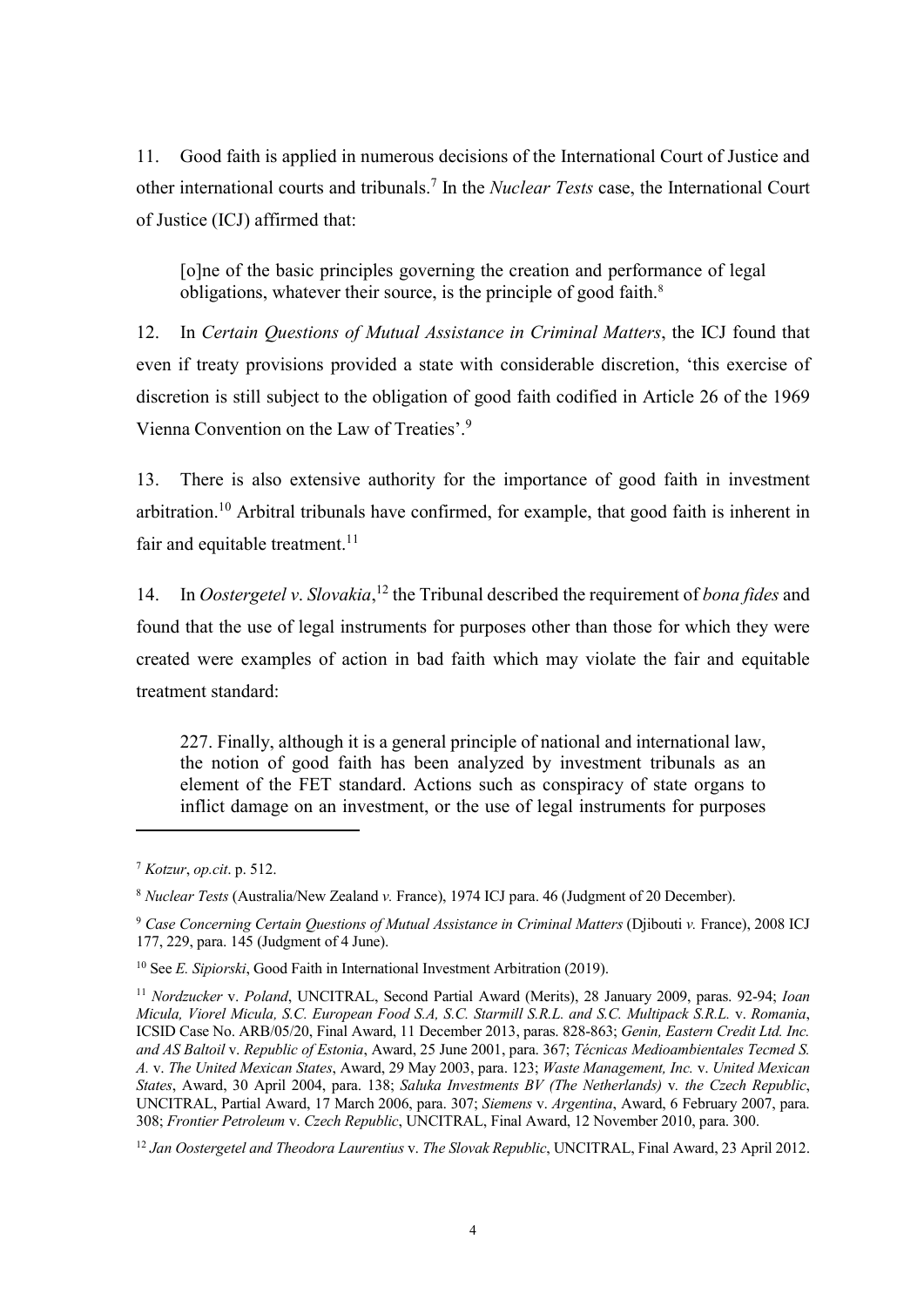11. Good faith is applied in numerous decisions of the International Court of Justice and other international courts and tribunals.[7] In the *Nuclear Tests* case, the International Court of Justice (ICJ) affirmed that:

> [o]ne of the basic principles governing the creation and performance of legal obligations, whatever their source, is the principle of good faith.[8]

12. In *Certain Questions of Mutual Assistance in Criminal Matters*, the ICJ found that even if treaty provisions provided a state with considerable discretion, 'this exercise of discretion is still subject to the obligation of good faith codified in Article 26 of the 1969 Vienna Convention on the Law of Treaties'.[9]

13. There is also extensive authority for the importance of good faith in investment arbitration.[10] Arbitral tribunals have confirmed, for example, that good faith is inherent in fair and equitable treatment.[11]

14. In *Oostergetel v. Slovakia*,[12] the Tribunal described the requirement of *bona fides* and found that the use of legal instruments for purposes other than those for which they were created were examples of action in bad faith which may violate the fair and equitable treatment standard:

> 227. Finally, although it is a general principle of national and international law, the notion of good faith has been analyzed by investment tribunals as an element of the FET standard. Actions such as conspiracy of state organs to inflict damage on an investment, or the use of legal instruments for purposes

---

[7] *Kotzur*, *op.cit*. p. 512.

[8] *Nuclear Tests* (Australia/New Zealand *v.* France), 1974 ICJ para. 46 (Judgment of 20 December).

[9] *Case Concerning Certain Questions of Mutual Assistance in Criminal Matters* (Djibouti *v.* France), 2008 ICJ 177, 229, para. 145 (Judgment of 4 June).

[10] See *E. Sipiorski*, Good Faith in International Investment Arbitration (2019).

[11] *Nordzucker* v. *Poland*, UNCITRAL, Second Partial Award (Merits), 28 January 2009, paras. 92-94; *Ioan Micula, Viorel Micula, S.C. European Food S.A, S.C. Starmill S.R.L. and S.C. Multipack S.R.L.* v. *Romania*, ICSID Case No. ARB/05/20, Final Award, 11 December 2013, paras. 828-863; *Genin, Eastern Credit Ltd. Inc. and AS Baltoil* v. *Republic of Estonia*, Award, 25 June 2001, para. 367; *Técnicas Medioambientales Tecmed S. A.* v. *The United Mexican States*, Award, 29 May 2003, para. 123; *Waste Management, Inc.* v. *United Mexican States*, Award, 30 April 2004, para. 138; *Saluka Investments BV (The Netherlands)* v. *the Czech Republic*, UNCITRAL, Partial Award, 17 March 2006, para. 307; *Siemens* v. *Argentina*, Award, 6 February 2007, para. 308; *Frontier Petroleum* v. *Czech Republic*, UNCITRAL, Final Award, 12 November 2010, para. 300.

[12] *Jan Oostergetel and Theodora Laurentius* v. *The Slovak Republic*, UNCITRAL, Final Award, 23 April 2012.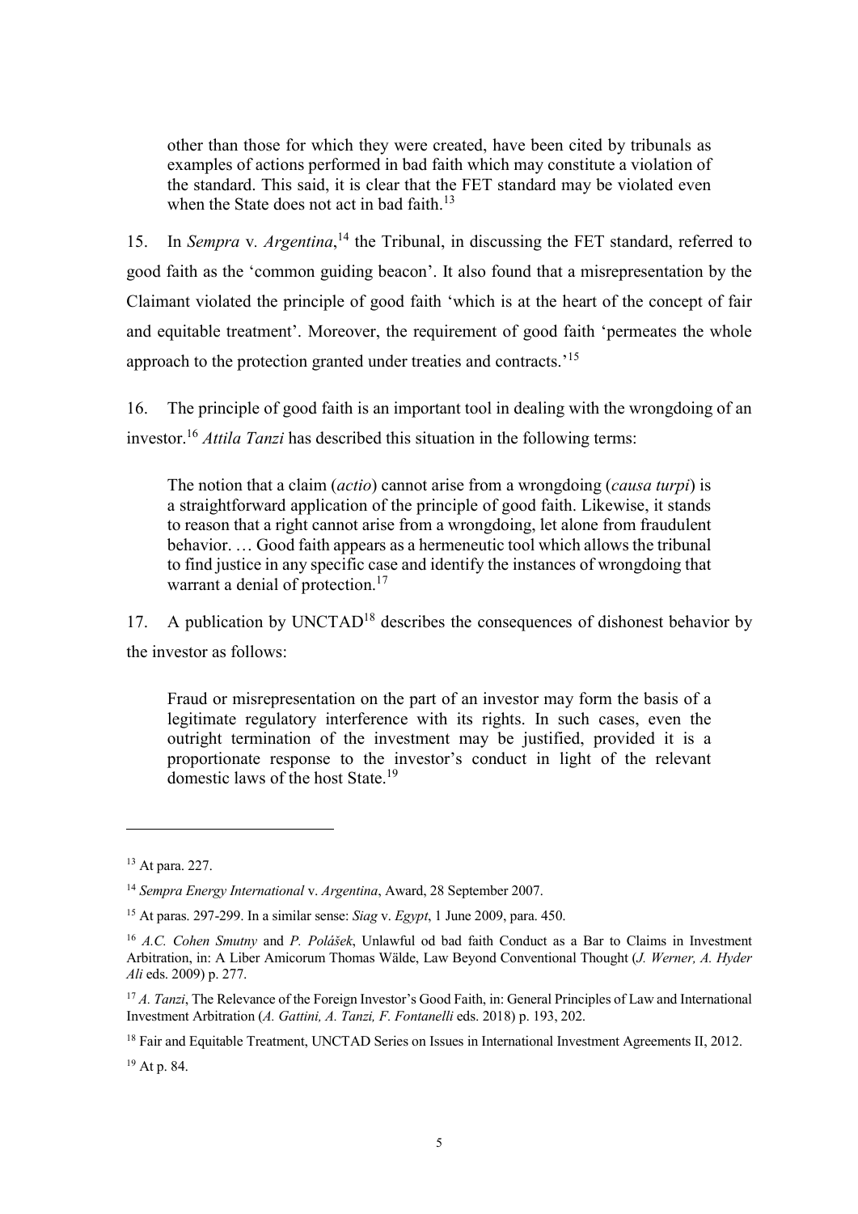> other than those for which they were created, have been cited by tribunals as examples of actions performed in bad faith which may constitute a violation of the standard. This said, it is clear that the FET standard may be violated even when the State does not act in bad faith.[13]

15. In *Sempra* v. *Argentina*,[14] the Tribunal, in discussing the FET standard, referred to good faith as the 'common guiding beacon'. It also found that a misrepresentation by the Claimant violated the principle of good faith 'which is at the heart of the concept of fair and equitable treatment'. Moreover, the requirement of good faith 'permeates the whole approach to the protection granted under treaties and contracts.'[15]

16. The principle of good faith is an important tool in dealing with the wrongdoing of an investor.[16] *Attila Tanzi* has described this situation in the following terms:

> The notion that a claim (*actio*) cannot arise from a wrongdoing (*causa turpi*) is a straightforward application of the principle of good faith. Likewise, it stands to reason that a right cannot arise from a wrongdoing, let alone from fraudulent behavior. … Good faith appears as a hermeneutic tool which allows the tribunal to find justice in any specific case and identify the instances of wrongdoing that warrant a denial of protection.[17]

17. A publication by UNCTAD[18] describes the consequences of dishonest behavior by the investor as follows:

> Fraud or misrepresentation on the part of an investor may form the basis of a legitimate regulatory interference with its rights. In such cases, even the outright termination of the investment may be justified, provided it is a proportionate response to the investor's conduct in light of the relevant domestic laws of the host State.[19]

---

[13] At para. 227.

[14] *Sempra Energy International* v. *Argentina*, Award, 28 September 2007.

[15] At paras. 297-299. In a similar sense: *Siag* v. *Egypt*, 1 June 2009, para. 450.

[16] *A.C. Cohen Smutny* and *P. Polášek*, Unlawful od bad faith Conduct as a Bar to Claims in Investment Arbitration, in: A Liber Amicorum Thomas Wälde, Law Beyond Conventional Thought (*J. Werner, A. Hyder Ali* eds. 2009) p. 277.

[17] *A. Tanzi*, The Relevance of the Foreign Investor's Good Faith, in: General Principles of Law and International Investment Arbitration (*A. Gattini, A. Tanzi, F. Fontanelli* eds. 2018) p. 193, 202.

[18] Fair and Equitable Treatment, UNCTAD Series on Issues in International Investment Agreements II, 2012.

[19] At p. 84.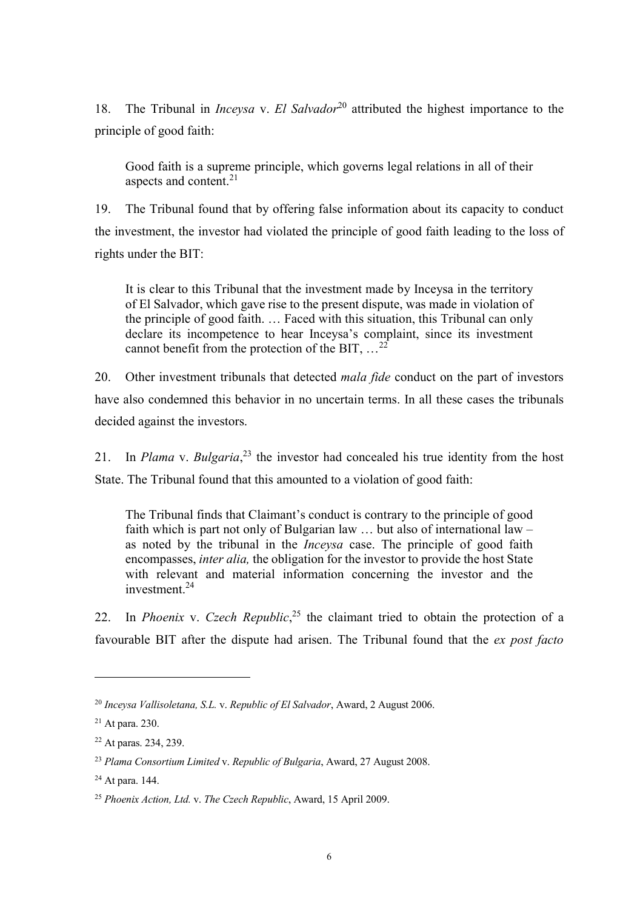18. The Tribunal in *Inceysa* v. *El Salvador*[20] attributed the highest importance to the principle of good faith:

> Good faith is a supreme principle, which governs legal relations in all of their aspects and content.[21]

19. The Tribunal found that by offering false information about its capacity to conduct the investment, the investor had violated the principle of good faith leading to the loss of rights under the BIT:

> It is clear to this Tribunal that the investment made by Inceysa in the territory of El Salvador, which gave rise to the present dispute, was made in violation of the principle of good faith. … Faced with this situation, this Tribunal can only declare its incompetence to hear Inceysa's complaint, since its investment cannot benefit from the protection of the BIT, …[22]

20. Other investment tribunals that detected *mala fide* conduct on the part of investors have also condemned this behavior in no uncertain terms. In all these cases the tribunals decided against the investors.

21. In *Plama* v. *Bulgaria*,[23] the investor had concealed his true identity from the host State. The Tribunal found that this amounted to a violation of good faith:

> The Tribunal finds that Claimant's conduct is contrary to the principle of good faith which is part not only of Bulgarian law … but also of international law – as noted by the tribunal in the *Inceysa* case. The principle of good faith encompasses, *inter alia,* the obligation for the investor to provide the host State with relevant and material information concerning the investor and the investment.[24]

22. In *Phoenix* v. *Czech Republic*,[25] the claimant tried to obtain the protection of a favourable BIT after the dispute had arisen. The Tribunal found that the *ex post facto*

---

[20] *Inceysa Vallisoletana, S.L.* v. *Republic of El Salvador*, Award, 2 August 2006.

[21] At para. 230.

[22] At paras. 234, 239.

[23] *Plama Consortium Limited* v. *Republic of Bulgaria*, Award, 27 August 2008.

[24] At para. 144.

[25] *Phoenix Action, Ltd.* v. *The Czech Republic*, Award, 15 April 2009.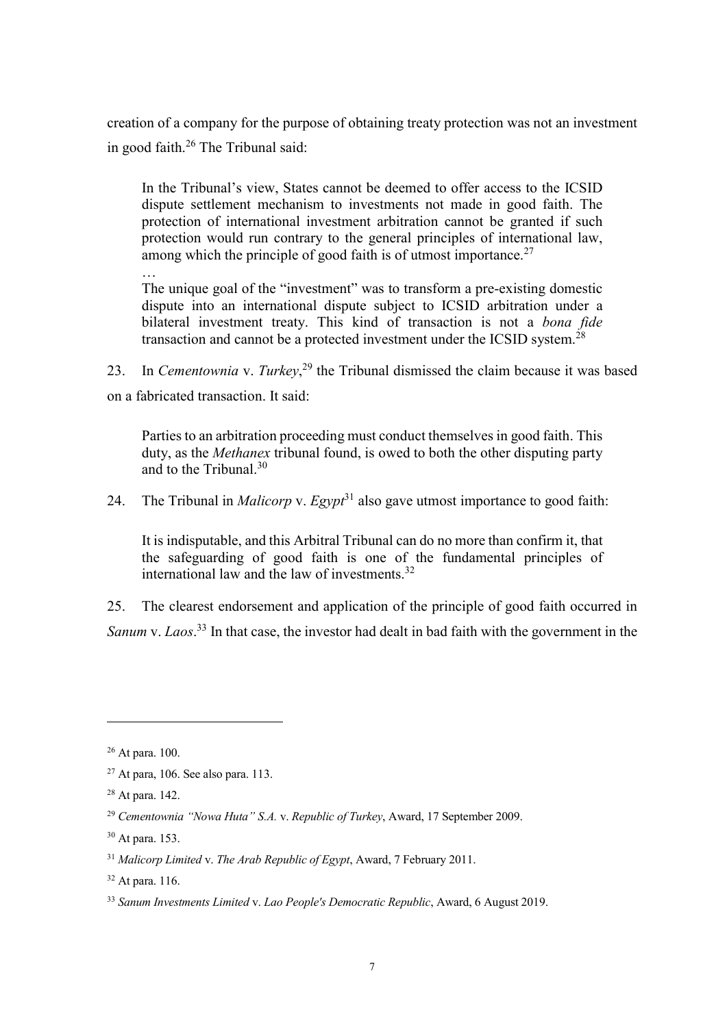creation of a company for the purpose of obtaining treaty protection was not an investment in good faith.[26] The Tribunal said:

> In the Tribunal's view, States cannot be deemed to offer access to the ICSID dispute settlement mechanism to investments not made in good faith. The protection of international investment arbitration cannot be granted if such protection would run contrary to the general principles of international law, among which the principle of good faith is of utmost importance.[27]
>
> …
>
> The unique goal of the "investment" was to transform a pre-existing domestic dispute into an international dispute subject to ICSID arbitration under a bilateral investment treaty. This kind of transaction is not a *bona fide* transaction and cannot be a protected investment under the ICSID system.[28]

23. In *Cementownia* v. *Turkey*,[29] the Tribunal dismissed the claim because it was based on a fabricated transaction. It said:

> Parties to an arbitration proceeding must conduct themselves in good faith. This duty, as the *Methanex* tribunal found, is owed to both the other disputing party and to the Tribunal.[30]

24. The Tribunal in *Malicorp* v. *Egypt*[31] also gave utmost importance to good faith:

> It is indisputable, and this Arbitral Tribunal can do no more than confirm it, that the safeguarding of good faith is one of the fundamental principles of international law and the law of investments.[32]

25. The clearest endorsement and application of the principle of good faith occurred in *Sanum* v. *Laos*.[33] In that case, the investor had dealt in bad faith with the government in the

---

[26] At para. 100.

[27] At para, 106. See also para. 113.

[28] At para. 142.

[29] *Cementownia "Nowa Huta" S.A.* v. *Republic of Turkey*, Award, 17 September 2009.

[30] At para. 153.

[31] *Malicorp Limited* v. *The Arab Republic of Egypt*, Award, 7 February 2011.

[32] At para. 116.

[33] *Sanum Investments Limited* v. *Lao People's Democratic Republic*, Award, 6 August 2019.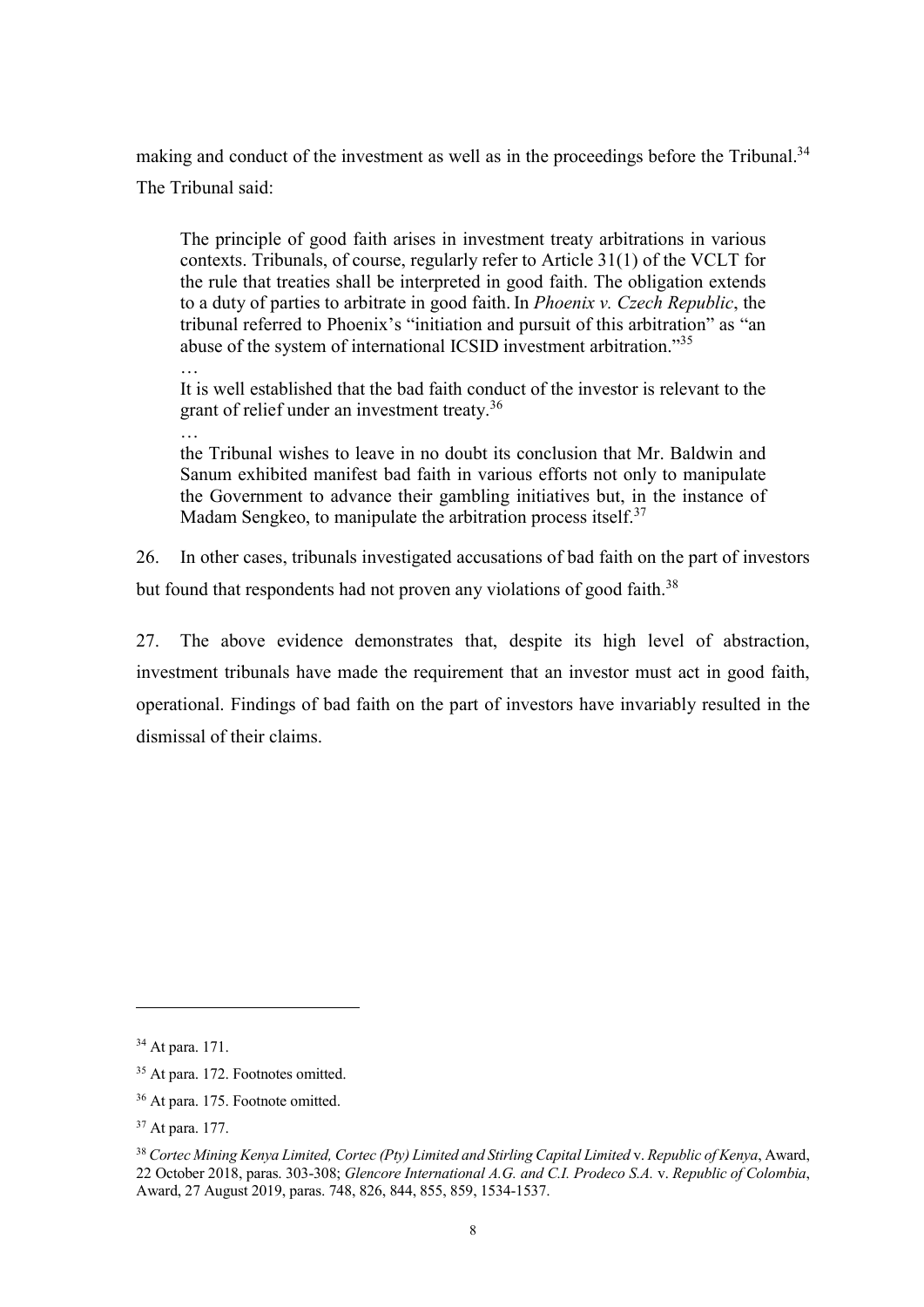making and conduct of the investment as well as in the proceedings before the Tribunal.[34] The Tribunal said:

> The principle of good faith arises in investment treaty arbitrations in various contexts. Tribunals, of course, regularly refer to Article 31(1) of the VCLT for the rule that treaties shall be interpreted in good faith. The obligation extends to a duty of parties to arbitrate in good faith. In *Phoenix v. Czech Republic*, the tribunal referred to Phoenix's "initiation and pursuit of this arbitration" as "an abuse of the system of international ICSID investment arbitration."[35]
>
> …
>
> It is well established that the bad faith conduct of the investor is relevant to the grant of relief under an investment treaty.[36]
>
> …
>
> the Tribunal wishes to leave in no doubt its conclusion that Mr. Baldwin and Sanum exhibited manifest bad faith in various efforts not only to manipulate the Government to advance their gambling initiatives but, in the instance of Madam Sengkeo, to manipulate the arbitration process itself.[37]

26. In other cases, tribunals investigated accusations of bad faith on the part of investors but found that respondents had not proven any violations of good faith.[38]

27. The above evidence demonstrates that, despite its high level of abstraction, investment tribunals have made the requirement that an investor must act in good faith, operational. Findings of bad faith on the part of investors have invariably resulted in the dismissal of their claims.

---

[34] At para. 171.

[35] At para. 172. Footnotes omitted.

[36] At para. 175. Footnote omitted.

[37] At para. 177.

[38] *Cortec Mining Kenya Limited, Cortec (Pty) Limited and Stirling Capital Limited* v. *Republic of Kenya*, Award, 22 October 2018, paras. 303-308; *Glencore International A.G. and C.I. Prodeco S.A.* v. *Republic of Colombia*, Award, 27 August 2019, paras. 748, 826, 844, 855, 859, 1534-1537.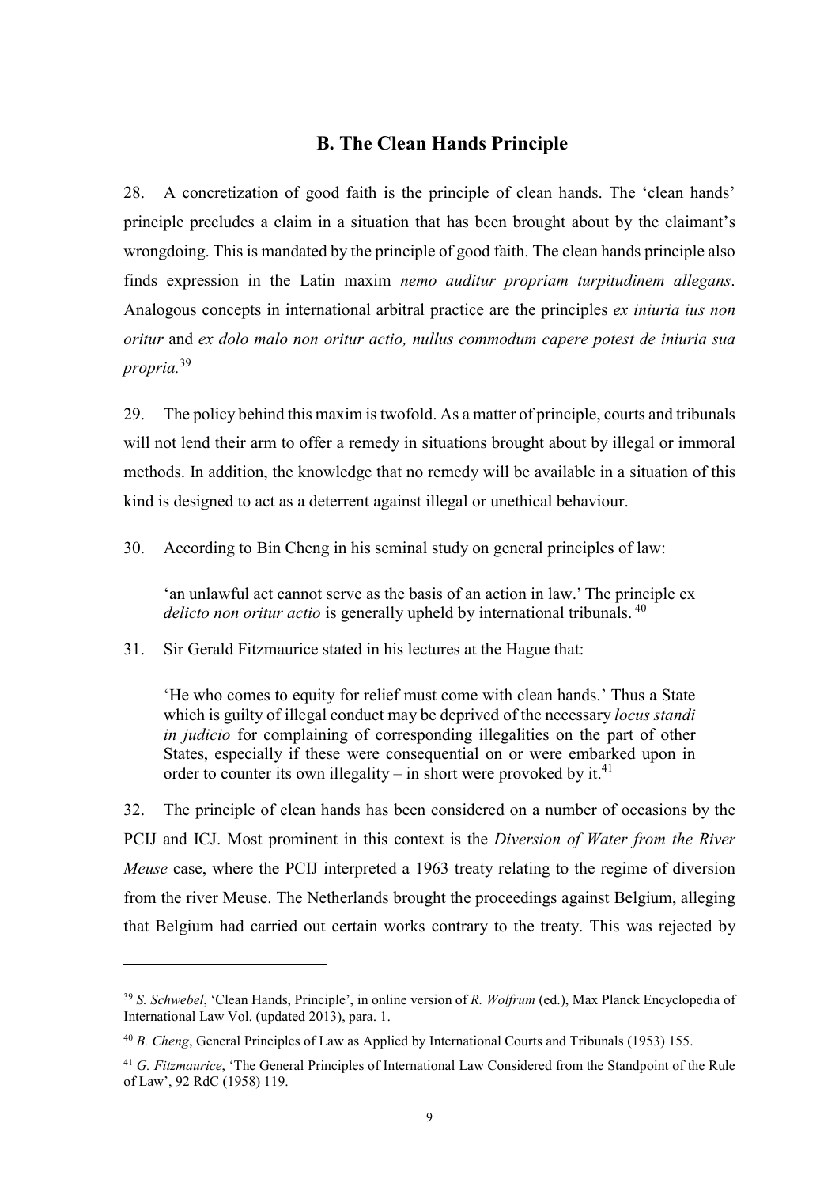## B. The Clean Hands Principle

28. A concretization of good faith is the principle of clean hands. The 'clean hands' principle precludes a claim in a situation that has been brought about by the claimant's wrongdoing. This is mandated by the principle of good faith. The clean hands principle also finds expression in the Latin maxim *nemo auditur propriam turpitudinem allegans*. Analogous concepts in international arbitral practice are the principles *ex iniuria ius non oritur* and *ex dolo malo non oritur actio, nullus commodum capere potest de iniuria sua propria.*[39]

29. The policy behind this maxim is twofold. As a matter of principle, courts and tribunals will not lend their arm to offer a remedy in situations brought about by illegal or immoral methods. In addition, the knowledge that no remedy will be available in a situation of this kind is designed to act as a deterrent against illegal or unethical behaviour.

30. According to Bin Cheng in his seminal study on general principles of law:

> 'an unlawful act cannot serve as the basis of an action in law.' The principle ex *delicto non oritur actio* is generally upheld by international tribunals.[40]

31. Sir Gerald Fitzmaurice stated in his lectures at the Hague that:

> 'He who comes to equity for relief must come with clean hands.' Thus a State which is guilty of illegal conduct may be deprived of the necessary *locus standi in judicio* for complaining of corresponding illegalities on the part of other States, especially if these were consequential on or were embarked upon in order to counter its own illegality – in short were provoked by it.[41]

32. The principle of clean hands has been considered on a number of occasions by the PCIJ and ICJ. Most prominent in this context is the *Diversion of Water from the River Meuse* case, where the PCIJ interpreted a 1963 treaty relating to the regime of diversion from the river Meuse. The Netherlands brought the proceedings against Belgium, alleging that Belgium had carried out certain works contrary to the treaty. This was rejected by

---

[39] *S. Schwebel*, 'Clean Hands, Principle', in online version of *R. Wolfrum* (ed.), Max Planck Encyclopedia of International Law Vol. (updated 2013), para. 1.

[40] *B. Cheng*, General Principles of Law as Applied by International Courts and Tribunals (1953) 155.

[41] *G. Fitzmaurice*, 'The General Principles of International Law Considered from the Standpoint of the Rule of Law', 92 RdC (1958) 119.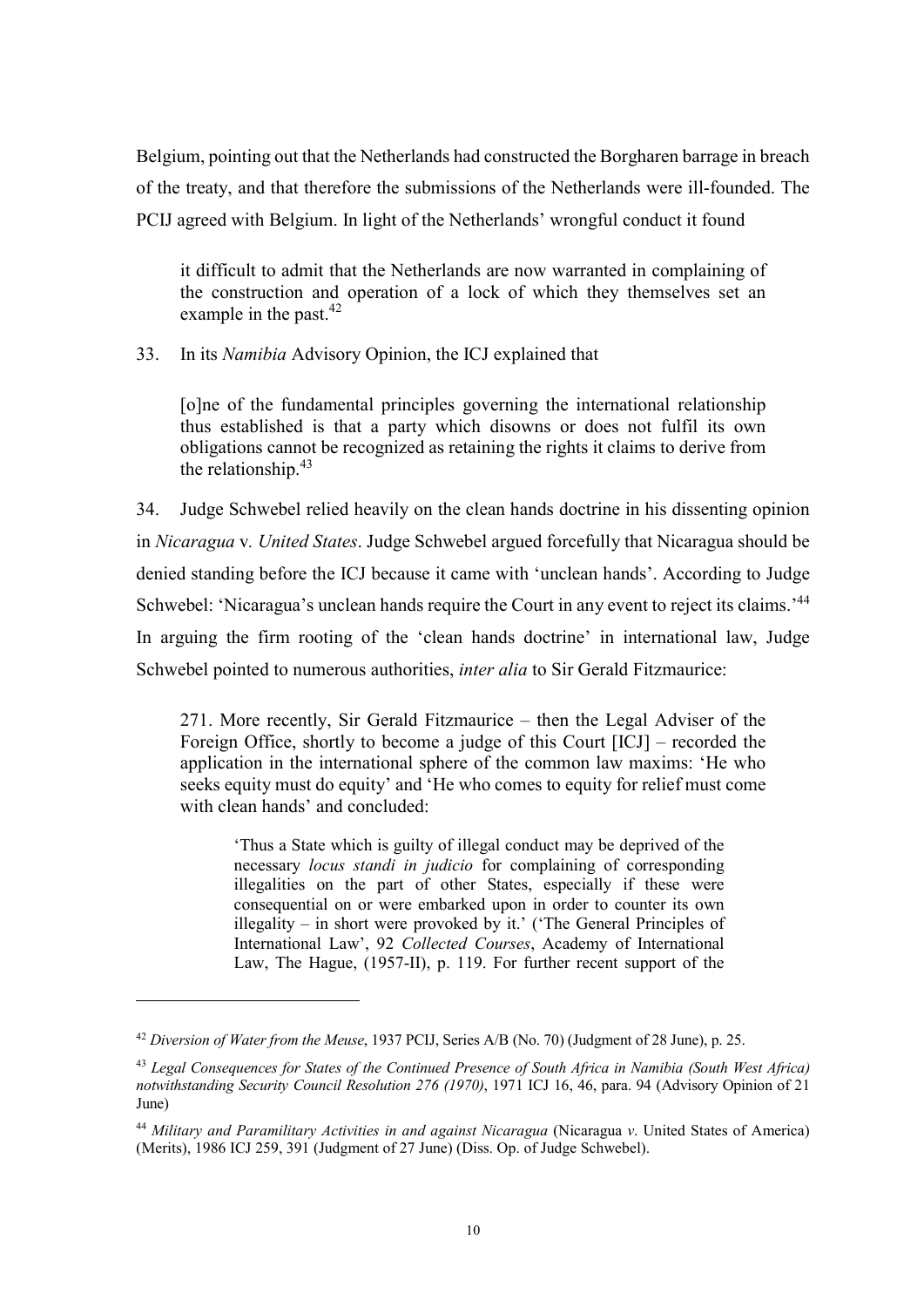Belgium, pointing out that the Netherlands had constructed the Borgharen barrage in breach of the treaty, and that therefore the submissions of the Netherlands were ill-founded. The PCIJ agreed with Belgium. In light of the Netherlands' wrongful conduct it found

> it difficult to admit that the Netherlands are now warranted in complaining of the construction and operation of a lock of which they themselves set an example in the past.[42]

33. In its *Namibia* Advisory Opinion, the ICJ explained that

> [o]ne of the fundamental principles governing the international relationship thus established is that a party which disowns or does not fulfil its own obligations cannot be recognized as retaining the rights it claims to derive from the relationship.[43]

34. Judge Schwebel relied heavily on the clean hands doctrine in his dissenting opinion in *Nicaragua* v*. United States*. Judge Schwebel argued forcefully that Nicaragua should be denied standing before the ICJ because it came with 'unclean hands'. According to Judge Schwebel: 'Nicaragua's unclean hands require the Court in any event to reject its claims.'[44] In arguing the firm rooting of the 'clean hands doctrine' in international law, Judge Schwebel pointed to numerous authorities, *inter alia* to Sir Gerald Fitzmaurice:

> 271. More recently, Sir Gerald Fitzmaurice – then the Legal Adviser of the Foreign Office, shortly to become a judge of this Court [ICJ] – recorded the application in the international sphere of the common law maxims: 'He who seeks equity must do equity' and 'He who comes to equity for relief must come with clean hands' and concluded:
>
> > 'Thus a State which is guilty of illegal conduct may be deprived of the necessary *locus standi in judicio* for complaining of corresponding illegalities on the part of other States, especially if these were consequential on or were embarked upon in order to counter its own illegality – in short were provoked by it.' ('The General Principles of International Law', 92 *Collected Courses*, Academy of International Law, The Hague, (1957-II), p. 119. For further recent support of the

---

[42] *Diversion of Water from the Meuse*, 1937 PCIJ, Series A/B (No. 70) (Judgment of 28 June), p. 25.

[43] *Legal Consequences for States of the Continued Presence of South Africa in Namibia (South West Africa) notwithstanding Security Council Resolution 276 (1970)*, 1971 ICJ 16, 46, para. 94 (Advisory Opinion of 21 June)

[44] *Military and Paramilitary Activities in and against Nicaragua* (Nicaragua *v*. United States of America) (Merits), 1986 ICJ 259, 391 (Judgment of 27 June) (Diss. Op. of Judge Schwebel).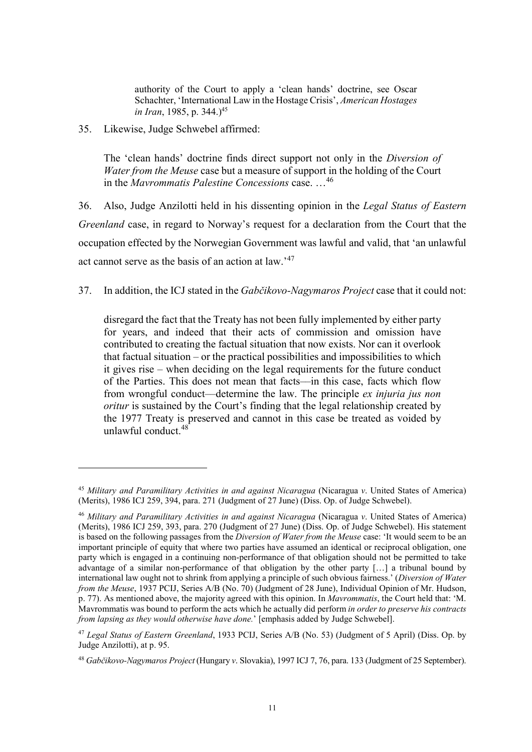> authority of the Court to apply a 'clean hands' doctrine, see Oscar Schachter, 'International Law in the Hostage Crisis', *American Hostages in Iran*, 1985, p. 344.)[45]

35. Likewise, Judge Schwebel affirmed:

> The 'clean hands' doctrine finds direct support not only in the *Diversion of Water from the Meuse* case but a measure of support in the holding of the Court in the *Mavrommatis Palestine Concessions* case. …[46]

36. Also, Judge Anzilotti held in his dissenting opinion in the *Legal Status of Eastern Greenland* case, in regard to Norway's request for a declaration from the Court that the occupation effected by the Norwegian Government was lawful and valid, that 'an unlawful act cannot serve as the basis of an action at law.'[47]

37. In addition, the ICJ stated in the *Gabčikovo-Nagymaros Project* case that it could not:

> disregard the fact that the Treaty has not been fully implemented by either party for years, and indeed that their acts of commission and omission have contributed to creating the factual situation that now exists. Nor can it overlook that factual situation – or the practical possibilities and impossibilities to which it gives rise – when deciding on the legal requirements for the future conduct of the Parties. This does not mean that facts—in this case, facts which flow from wrongful conduct—determine the law. The principle *ex injuria jus non oritur* is sustained by the Court's finding that the legal relationship created by the 1977 Treaty is preserved and cannot in this case be treated as voided by unlawful conduct.[48]

---

[45] *Military and Paramilitary Activities in and against Nicaragua* (Nicaragua *v*. United States of America) (Merits), 1986 ICJ 259, 394, para. 271 (Judgment of 27 June) (Diss. Op. of Judge Schwebel).

[46] *Military and Paramilitary Activities in and against Nicaragua* (Nicaragua *v*. United States of America) (Merits), 1986 ICJ 259, 393, para. 270 (Judgment of 27 June) (Diss. Op. of Judge Schwebel). His statement is based on the following passages from the *Diversion of Water from the Meuse* case: 'It would seem to be an important principle of equity that where two parties have assumed an identical or reciprocal obligation, one party which is engaged in a continuing non-performance of that obligation should not be permitted to take advantage of a similar non-performance of that obligation by the other party […] a tribunal bound by international law ought not to shrink from applying a principle of such obvious fairness.' (*Diversion of Water from the Meuse*, 1937 PCIJ, Series A/B (No. 70) (Judgment of 28 June), Individual Opinion of Mr. Hudson, p. 77). As mentioned above, the majority agreed with this opinion. In *Mavrommatis*, the Court held that: 'M. Mavrommatis was bound to perform the acts which he actually did perform *in order to preserve his contracts from lapsing as they would otherwise have done.*' [emphasis added by Judge Schwebel].

[47] *Legal Status of Eastern Greenland*, 1933 PCIJ, Series A/B (No. 53) (Judgment of 5 April) (Diss. Op. by Judge Anzilotti), at p. 95.

[48] *Gabčikovo-Nagymaros Project* (Hungary *v*. Slovakia), 1997 ICJ 7, 76, para. 133 (Judgment of 25 September).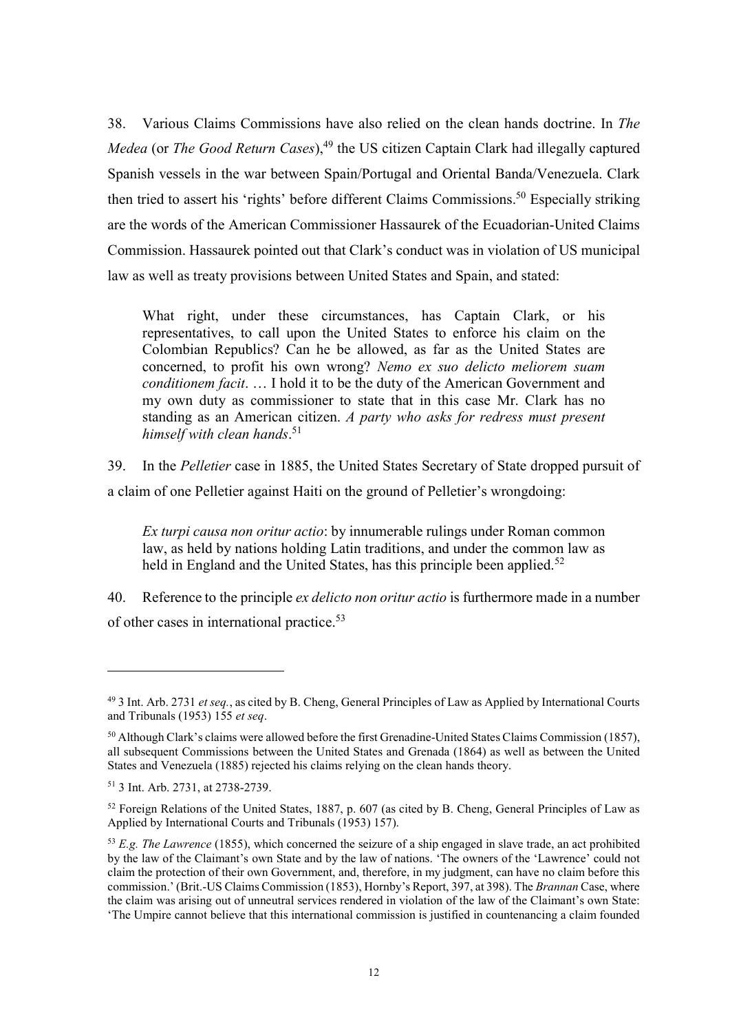38. Various Claims Commissions have also relied on the clean hands doctrine. In *The Medea* (or *The Good Return Cases*),[49] the US citizen Captain Clark had illegally captured Spanish vessels in the war between Spain/Portugal and Oriental Banda/Venezuela. Clark then tried to assert his 'rights' before different Claims Commissions.[50] Especially striking are the words of the American Commissioner Hassaurek of the Ecuadorian-United Claims Commission. Hassaurek pointed out that Clark's conduct was in violation of US municipal law as well as treaty provisions between United States and Spain, and stated:

> What right, under these circumstances, has Captain Clark, or his representatives, to call upon the United States to enforce his claim on the Colombian Republics? Can he be allowed, as far as the United States are concerned, to profit his own wrong? *Nemo ex suo delicto meliorem suam conditionem facit*. … I hold it to be the duty of the American Government and my own duty as commissioner to state that in this case Mr. Clark has no standing as an American citizen. *A party who asks for redress must present himself with clean hands*.[51]

39. In the *Pelletier* case in 1885, the United States Secretary of State dropped pursuit of a claim of one Pelletier against Haiti on the ground of Pelletier's wrongdoing:

> *Ex turpi causa non oritur actio*: by innumerable rulings under Roman common law, as held by nations holding Latin traditions, and under the common law as held in England and the United States, has this principle been applied.[52]

40. Reference to the principle *ex delicto non oritur actio* is furthermore made in a number of other cases in international practice.[53]

---

[49] 3 Int. Arb. 2731 *et seq.*, as cited by B. Cheng, General Principles of Law as Applied by International Courts and Tribunals (1953) 155 *et seq*.

[50] Although Clark's claims were allowed before the first Grenadine-United States Claims Commission (1857), all subsequent Commissions between the United States and Grenada (1864) as well as between the United States and Venezuela (1885) rejected his claims relying on the clean hands theory.

[51] 3 Int. Arb. 2731, at 2738-2739.

[52] Foreign Relations of the United States, 1887, p. 607 (as cited by B. Cheng, General Principles of Law as Applied by International Courts and Tribunals (1953) 157).

[53] *E.g. The Lawrence* (1855), which concerned the seizure of a ship engaged in slave trade, an act prohibited by the law of the Claimant's own State and by the law of nations. 'The owners of the 'Lawrence' could not claim the protection of their own Government, and, therefore, in my judgment, can have no claim before this commission.' (Brit.-US Claims Commission (1853), Hornby's Report, 397, at 398). The *Brannan* Case, where the claim was arising out of unneutral services rendered in violation of the law of the Claimant's own State: 'The Umpire cannot believe that this international commission is justified in countenancing a claim founded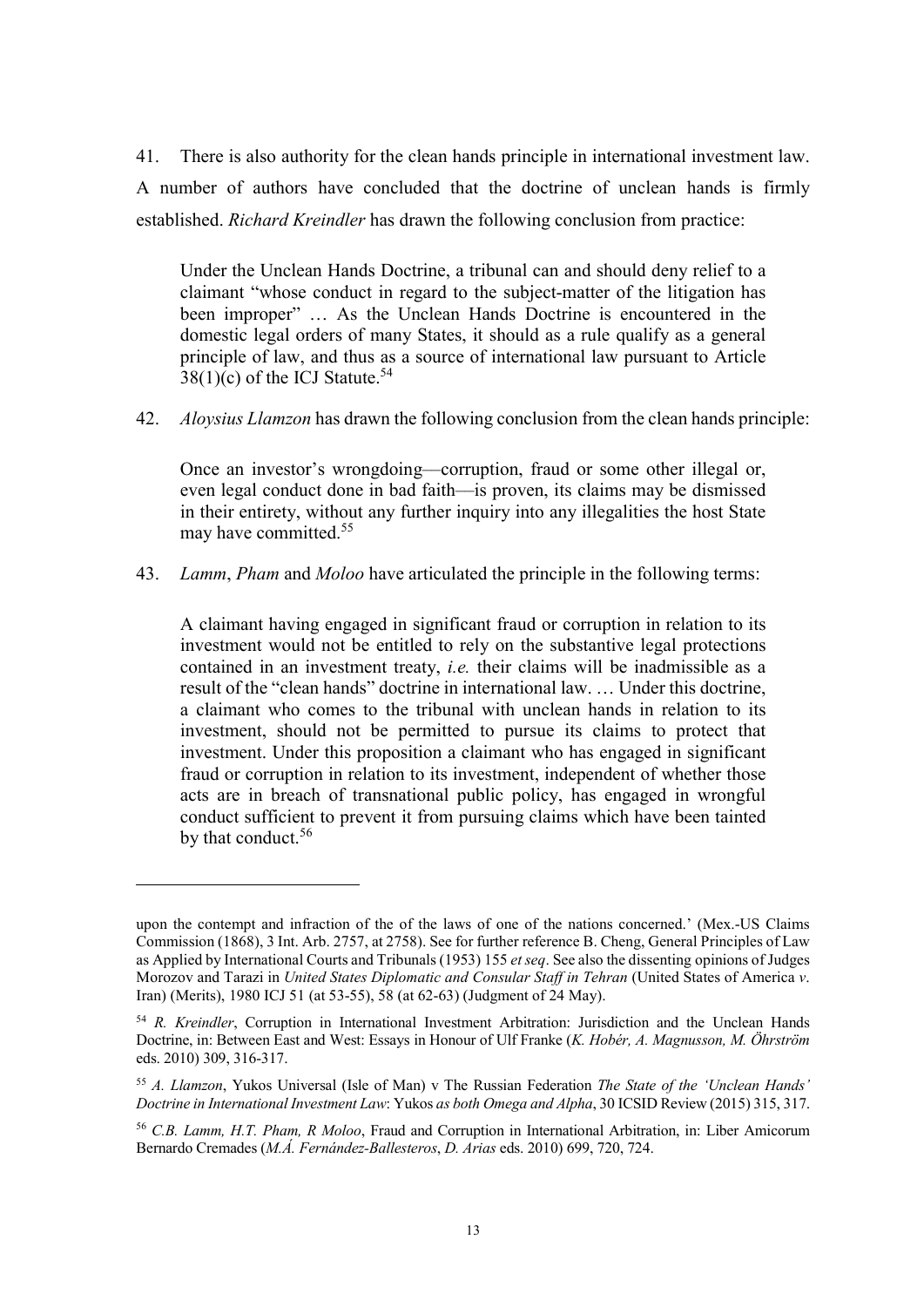41. There is also authority for the clean hands principle in international investment law. A number of authors have concluded that the doctrine of unclean hands is firmly established. *Richard Kreindler* has drawn the following conclusion from practice:

> Under the Unclean Hands Doctrine, a tribunal can and should deny relief to a claimant "whose conduct in regard to the subject-matter of the litigation has been improper" … As the Unclean Hands Doctrine is encountered in the domestic legal orders of many States, it should as a rule qualify as a general principle of law, and thus as a source of international law pursuant to Article 38(1)(c) of the ICJ Statute.[54]

42. *Aloysius Llamzon* has drawn the following conclusion from the clean hands principle:

> Once an investor's wrongdoing—corruption, fraud or some other illegal or, even legal conduct done in bad faith—is proven, its claims may be dismissed in their entirety, without any further inquiry into any illegalities the host State may have committed.[55]

43. *Lamm*, *Pham* and *Moloo* have articulated the principle in the following terms:

> A claimant having engaged in significant fraud or corruption in relation to its investment would not be entitled to rely on the substantive legal protections contained in an investment treaty, *i.e.* their claims will be inadmissible as a result of the "clean hands" doctrine in international law. … Under this doctrine, a claimant who comes to the tribunal with unclean hands in relation to its investment, should not be permitted to pursue its claims to protect that investment. Under this proposition a claimant who has engaged in significant fraud or corruption in relation to its investment, independent of whether those acts are in breach of transnational public policy, has engaged in wrongful conduct sufficient to prevent it from pursuing claims which have been tainted by that conduct.[56]

---

upon the contempt and infraction of the of the laws of one of the nations concerned.' (Mex.-US Claims Commission (1868), 3 Int. Arb. 2757, at 2758). See for further reference B. Cheng, General Principles of Law as Applied by International Courts and Tribunals (1953) 155 *et seq*. See also the dissenting opinions of Judges Morozov and Tarazi in *United States Diplomatic and Consular Staff in Tehran* (United States of America *v*. Iran) (Merits), 1980 ICJ 51 (at 53-55), 58 (at 62-63) (Judgment of 24 May).

[54] *R. Kreindler*, Corruption in International Investment Arbitration: Jurisdiction and the Unclean Hands Doctrine, in: Between East and West: Essays in Honour of Ulf Franke (*K. Hobér, A. Magnusson, M. Öhrström* eds. 2010) 309, 316-317.

[55] *A. Llamzon*, Yukos Universal (Isle of Man) v The Russian Federation *The State of the 'Unclean Hands' Doctrine in International Investment Law*: Yukos *as both Omega and Alpha*, 30 ICSID Review (2015) 315, 317.

[56] *C.B. Lamm, H.T. Pham, R Moloo*, Fraud and Corruption in International Arbitration, in: Liber Amicorum Bernardo Cremades (*M.Á. Fernández-Ballesteros*, *D. Arias* eds. 2010) 699, 720, 724.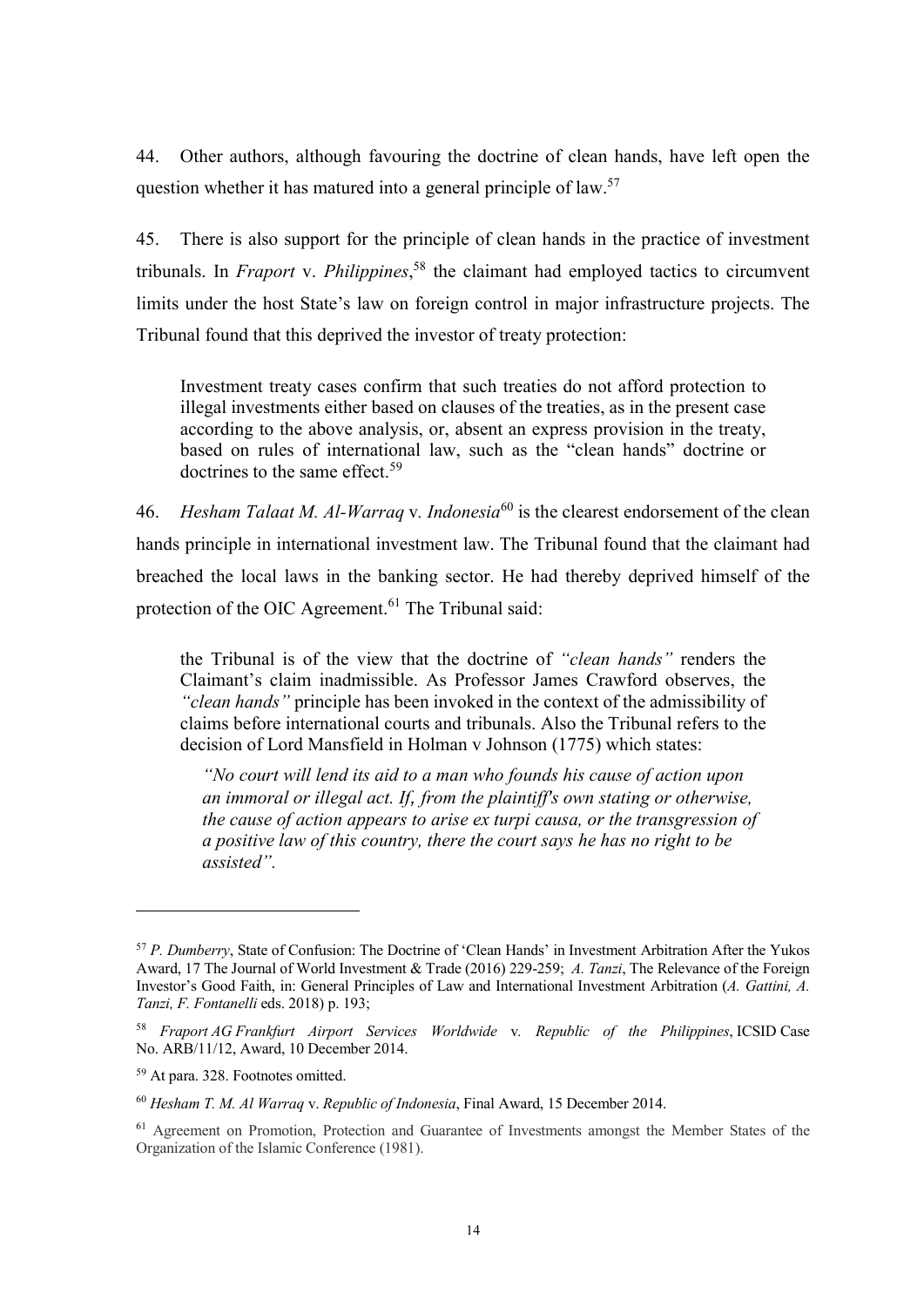44. Other authors, although favouring the doctrine of clean hands, have left open the question whether it has matured into a general principle of law.[57]

45. There is also support for the principle of clean hands in the practice of investment tribunals. In *Fraport* v. *Philippines*,[58] the claimant had employed tactics to circumvent limits under the host State's law on foreign control in major infrastructure projects. The Tribunal found that this deprived the investor of treaty protection:

> Investment treaty cases confirm that such treaties do not afford protection to illegal investments either based on clauses of the treaties, as in the present case according to the above analysis, or, absent an express provision in the treaty, based on rules of international law, such as the "clean hands" doctrine or doctrines to the same effect.[59]

46. *Hesham Talaat M. Al-Warraq* v. *Indonesia*[60] is the clearest endorsement of the clean hands principle in international investment law. The Tribunal found that the claimant had breached the local laws in the banking sector. He had thereby deprived himself of the protection of the OIC Agreement.[61] The Tribunal said:

> the Tribunal is of the view that the doctrine of *"clean hands"* renders the Claimant's claim inadmissible. As Professor James Crawford observes, the *"clean hands"* principle has been invoked in the context of the admissibility of claims before international courts and tribunals. Also the Tribunal refers to the decision of Lord Mansfield in Holman v Johnson (1775) which states:
>
> > *"No court will lend its aid to a man who founds his cause of action upon an immoral or illegal act. If, from the plaintiff's own stating or otherwise, the cause of action appears to arise ex turpi causa, or the transgression of a positive law of this country, there the court says he has no right to be assisted"*.

---

[57] *P. Dumberry*, State of Confusion: The Doctrine of 'Clean Hands' in Investment Arbitration After the Yukos Award, 17 The Journal of World Investment & Trade (2016) 229-259; *A. Tanzi*, The Relevance of the Foreign Investor's Good Faith, in: General Principles of Law and International Investment Arbitration (*A. Gattini, A. Tanzi, F. Fontanelli* eds. 2018) p. 193;

[58] *Fraport AG Frankfurt Airport Services Worldwide* v. *Republic of the Philippines*, ICSID Case No. ARB/11/12, Award, 10 December 2014.

[59] At para. 328. Footnotes omitted.

[60] *Hesham T. M. Al Warraq* v. *Republic of Indonesia*, Final Award, 15 December 2014.

[61] Agreement on Promotion, Protection and Guarantee of Investments amongst the Member States of the Organization of the Islamic Conference (1981).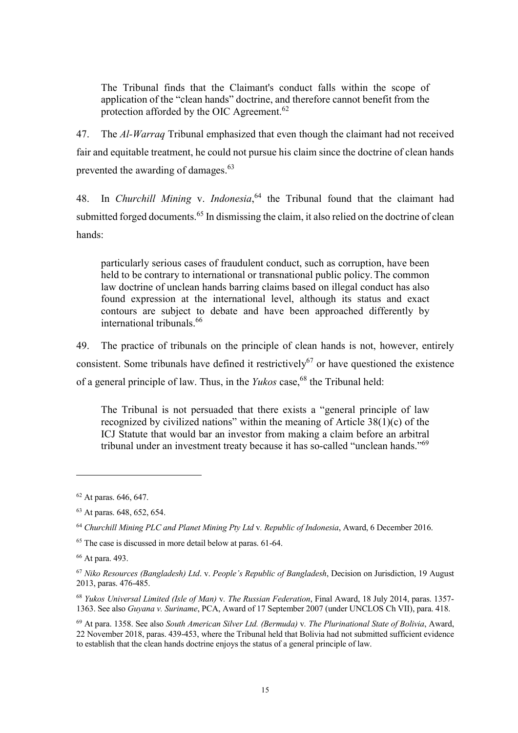> The Tribunal finds that the Claimant's conduct falls within the scope of application of the "clean hands" doctrine, and therefore cannot benefit from the protection afforded by the OIC Agreement.[62]

47. The *Al-Warraq* Tribunal emphasized that even though the claimant had not received fair and equitable treatment, he could not pursue his claim since the doctrine of clean hands prevented the awarding of damages.[63]

48. In *Churchill Mining* v. *Indonesia*,[64] the Tribunal found that the claimant had submitted forged documents.[65] In dismissing the claim, it also relied on the doctrine of clean hands:

> particularly serious cases of fraudulent conduct, such as corruption, have been held to be contrary to international or transnational public policy. The common law doctrine of unclean hands barring claims based on illegal conduct has also found expression at the international level, although its status and exact contours are subject to debate and have been approached differently by international tribunals.[66]

49. The practice of tribunals on the principle of clean hands is not, however, entirely consistent. Some tribunals have defined it restrictively[67] or have questioned the existence of a general principle of law. Thus, in the *Yukos* case,[68] the Tribunal held:

> The Tribunal is not persuaded that there exists a "general principle of law recognized by civilized nations" within the meaning of Article 38(1)(c) of the ICJ Statute that would bar an investor from making a claim before an arbitral tribunal under an investment treaty because it has so-called "unclean hands."[69]

---

[62] At paras. 646, 647.

[63] At paras. 648, 652, 654.

[64] *Churchill Mining PLC and Planet Mining Pty Ltd* v*. Republic of Indonesia*, Award, 6 December 2016.

[65] The case is discussed in more detail below at paras. 61-64.

[66] At para. 493.

[67] *Niko Resources (Bangladesh) Ltd*. v. *People's Republic of Bangladesh*, Decision on Jurisdiction, 19 August 2013, paras. 476-485.

[68] *Yukos Universal Limited (Isle of Man)* v*. The Russian Federation*, Final Award, 18 July 2014, paras. 1357-1363. See also *Guyana v. Suriname*, PCA, Award of 17 September 2007 (under UNCLOS Ch VII), para. 418.

[69] At para. 1358. See also *South American Silver Ltd. (Bermuda)* v*. The Plurinational State of Bolivia*, Award, 22 November 2018, paras. 439-453, where the Tribunal held that Bolivia had not submitted sufficient evidence to establish that the clean hands doctrine enjoys the status of a general principle of law.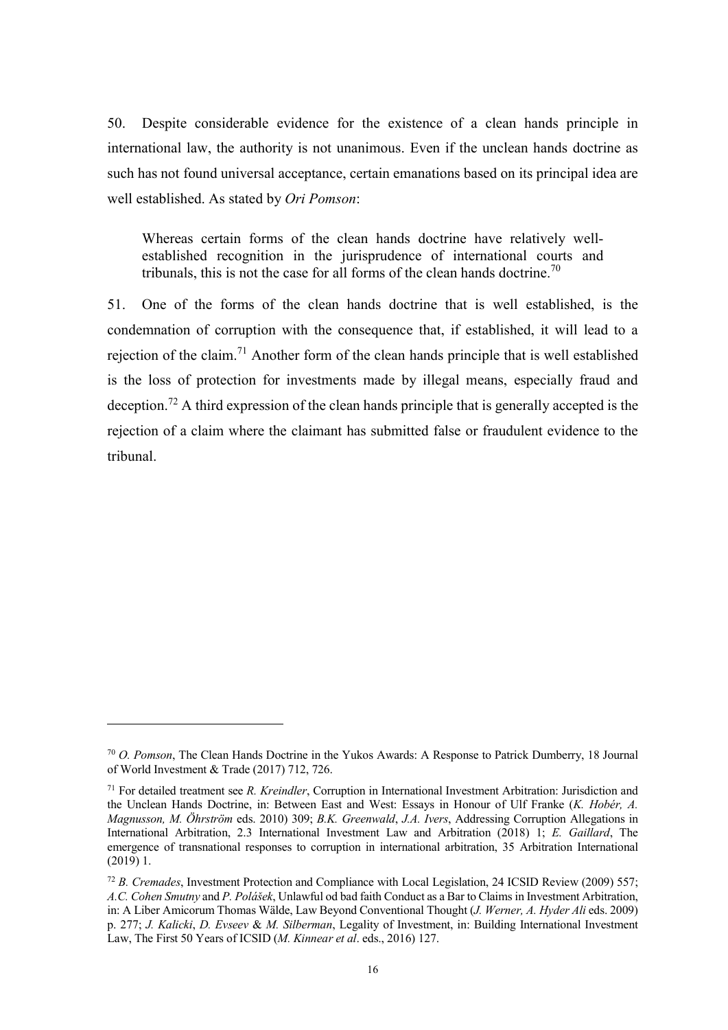50. Despite considerable evidence for the existence of a clean hands principle in international law, the authority is not unanimous. Even if the unclean hands doctrine as such has not found universal acceptance, certain emanations based on its principal idea are well established. As stated by *Ori Pomson*:

> Whereas certain forms of the clean hands doctrine have relatively well-established recognition in the jurisprudence of international courts and tribunals, this is not the case for all forms of the clean hands doctrine.[70]

51. One of the forms of the clean hands doctrine that is well established, is the condemnation of corruption with the consequence that, if established, it will lead to a rejection of the claim.[71] Another form of the clean hands principle that is well established is the loss of protection for investments made by illegal means, especially fraud and deception.[72] A third expression of the clean hands principle that is generally accepted is the rejection of a claim where the claimant has submitted false or fraudulent evidence to the tribunal.

---

[70] *O. Pomson*, The Clean Hands Doctrine in the Yukos Awards: A Response to Patrick Dumberry, 18 Journal of World Investment & Trade (2017) 712, 726.

[71] For detailed treatment see *R. Kreindler*, Corruption in International Investment Arbitration: Jurisdiction and the Unclean Hands Doctrine, in: Between East and West: Essays in Honour of Ulf Franke (*K. Hobér, A. Magnusson, M. Öhrström* eds. 2010) 309; *B.K. Greenwald*, *J.A. Ivers*, Addressing Corruption Allegations in International Arbitration, 2.3 International Investment Law and Arbitration (2018) 1; *E. Gaillard*, The emergence of transnational responses to corruption in international arbitration, 35 Arbitration International (2019) 1.

[72] *B. Cremades*, Investment Protection and Compliance with Local Legislation, 24 ICSID Review (2009) 557; *A.C. Cohen Smutny* and *P. Polášek*, Unlawful od bad faith Conduct as a Bar to Claims in Investment Arbitration, in: A Liber Amicorum Thomas Wälde, Law Beyond Conventional Thought (*J. Werner, A. Hyder Ali* eds. 2009) p. 277; *J. Kalicki*, *D. Evseev* & *M. Silberman*, Legality of Investment, in: Building International Investment Law, The First 50 Years of ICSID (*M. Kinnear et al*. eds., 2016) 127.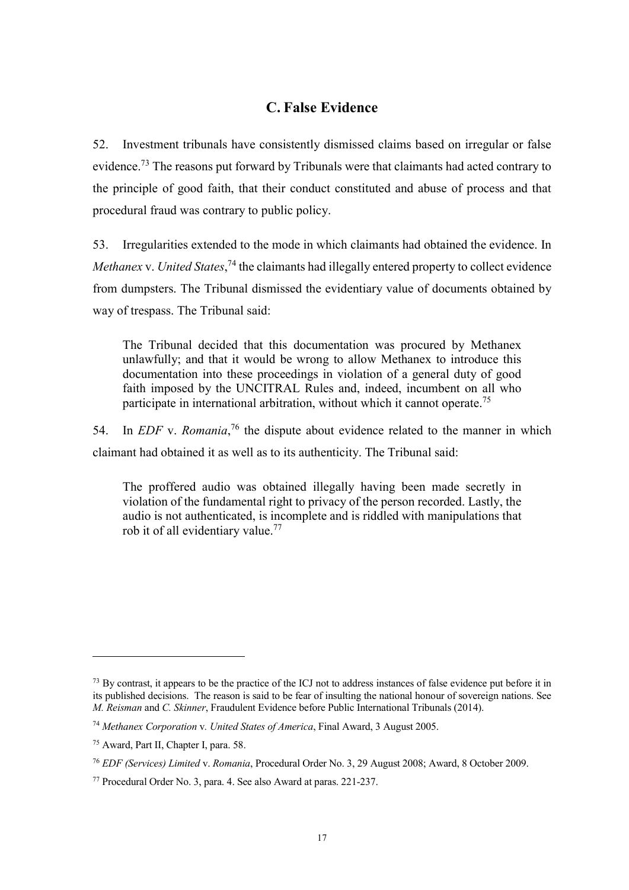## C. False Evidence

52. Investment tribunals have consistently dismissed claims based on irregular or false evidence.[73] The reasons put forward by Tribunals were that claimants had acted contrary to the principle of good faith, that their conduct constituted and abuse of process and that procedural fraud was contrary to public policy.

53. Irregularities extended to the mode in which claimants had obtained the evidence. In *Methanex* v. *United States*,[74] the claimants had illegally entered property to collect evidence from dumpsters. The Tribunal dismissed the evidentiary value of documents obtained by way of trespass. The Tribunal said:

> The Tribunal decided that this documentation was procured by Methanex unlawfully; and that it would be wrong to allow Methanex to introduce this documentation into these proceedings in violation of a general duty of good faith imposed by the UNCITRAL Rules and, indeed, incumbent on all who participate in international arbitration, without which it cannot operate.[75]

54. In *EDF* v. *Romania*,[76] the dispute about evidence related to the manner in which claimant had obtained it as well as to its authenticity. The Tribunal said:

> The proffered audio was obtained illegally having been made secretly in violation of the fundamental right to privacy of the person recorded. Lastly, the audio is not authenticated, is incomplete and is riddled with manipulations that rob it of all evidentiary value.[77]

---

[73] By contrast, it appears to be the practice of the ICJ not to address instances of false evidence put before it in its published decisions. The reason is said to be fear of insulting the national honour of sovereign nations. See *M. Reisman* and *C. Skinner*, Fraudulent Evidence before Public International Tribunals (2014).

[74] *Methanex Corporation* v. *United States of America*, Final Award, 3 August 2005.

[75] Award, Part II, Chapter I, para. 58.

[76] *EDF (Services) Limited* v. *Romania*, Procedural Order No. 3, 29 August 2008; Award, 8 October 2009.

[77] Procedural Order No. 3, para. 4. See also Award at paras. 221-237.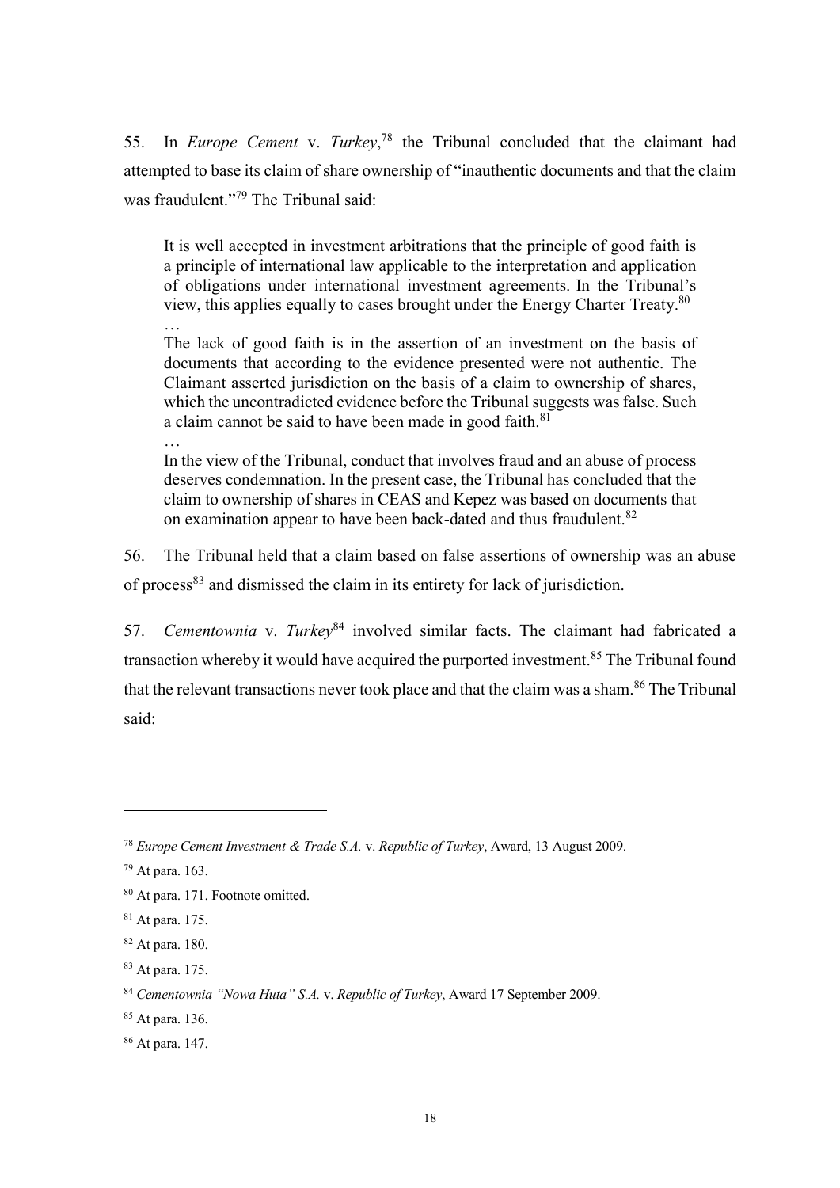55. In *Europe Cement* v. *Turkey*,[78] the Tribunal concluded that the claimant had attempted to base its claim of share ownership of "inauthentic documents and that the claim was fraudulent."[79] The Tribunal said:

> It is well accepted in investment arbitrations that the principle of good faith is a principle of international law applicable to the interpretation and application of obligations under international investment agreements. In the Tribunal's view, this applies equally to cases brought under the Energy Charter Treaty.[80]
>
> …
>
> The lack of good faith is in the assertion of an investment on the basis of documents that according to the evidence presented were not authentic. The Claimant asserted jurisdiction on the basis of a claim to ownership of shares, which the uncontradicted evidence before the Tribunal suggests was false. Such a claim cannot be said to have been made in good faith.[81]
>
> …
>
> In the view of the Tribunal, conduct that involves fraud and an abuse of process deserves condemnation. In the present case, the Tribunal has concluded that the claim to ownership of shares in CEAS and Kepez was based on documents that on examination appear to have been back-dated and thus fraudulent.[82]

56. The Tribunal held that a claim based on false assertions of ownership was an abuse of process[83] and dismissed the claim in its entirety for lack of jurisdiction.

57. *Cementownia* v. *Turkey*[84] involved similar facts. The claimant had fabricated a transaction whereby it would have acquired the purported investment.[85] The Tribunal found that the relevant transactions never took place and that the claim was a sham.[86] The Tribunal said:

---

[78] *Europe Cement Investment & Trade S.A.* v. *Republic of Turkey*, Award, 13 August 2009.

[79] At para. 163.

[80] At para. 171. Footnote omitted.

[81] At para. 175.

[82] At para. 180.

[83] At para. 175.

[84] *Cementownia "Nowa Huta" S.A.* v. *Republic of Turkey*, Award 17 September 2009.

[85] At para. 136.

[86] At para. 147.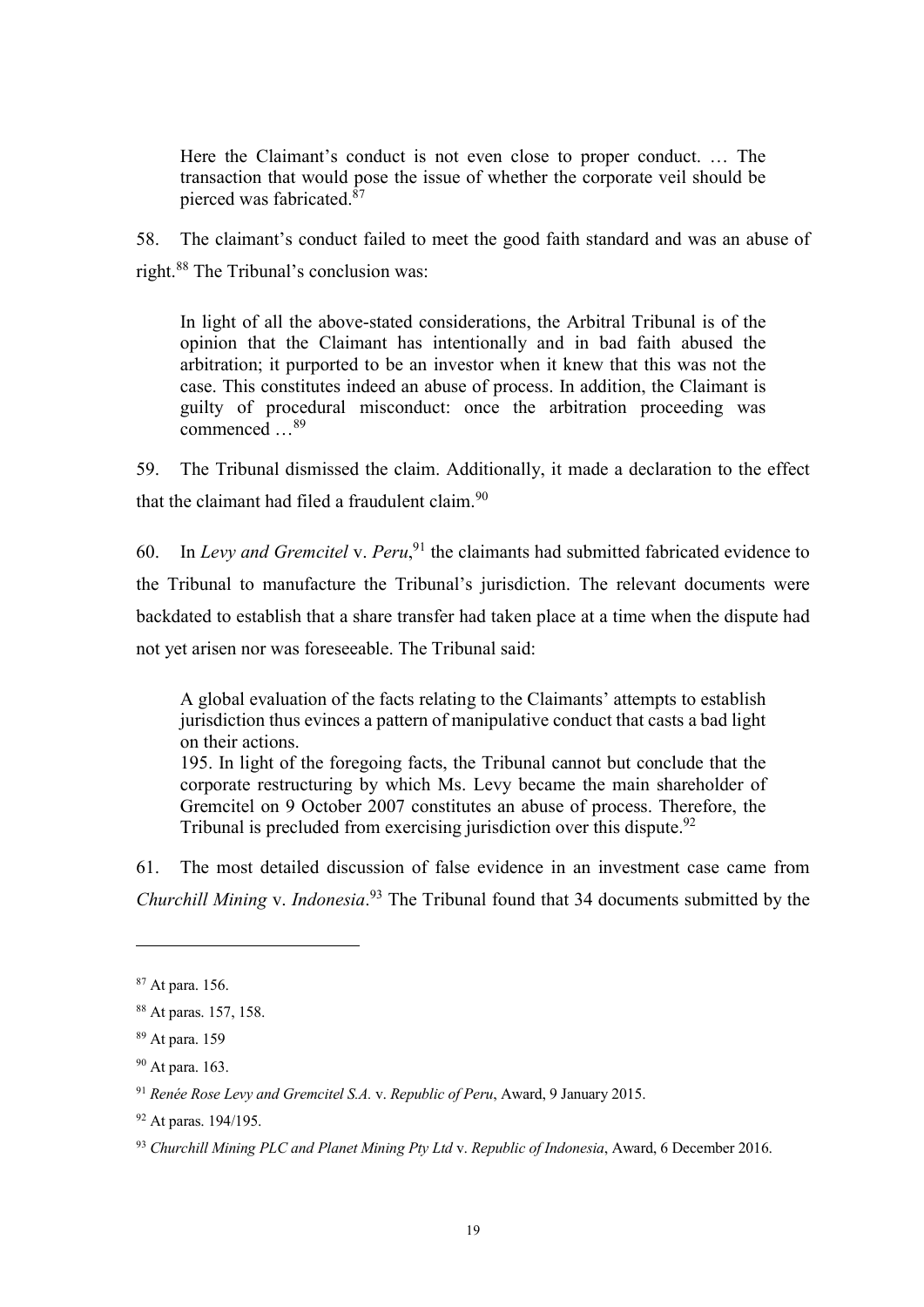> Here the Claimant's conduct is not even close to proper conduct. … The transaction that would pose the issue of whether the corporate veil should be pierced was fabricated.[87]

58. The claimant's conduct failed to meet the good faith standard and was an abuse of right.[88] The Tribunal's conclusion was:

> In light of all the above-stated considerations, the Arbitral Tribunal is of the opinion that the Claimant has intentionally and in bad faith abused the arbitration; it purported to be an investor when it knew that this was not the case. This constitutes indeed an abuse of process. In addition, the Claimant is guilty of procedural misconduct: once the arbitration proceeding was commenced …[89]

59. The Tribunal dismissed the claim. Additionally, it made a declaration to the effect that the claimant had filed a fraudulent claim.[90]

60. In *Levy and Gremcitel* v. *Peru*,[91] the claimants had submitted fabricated evidence to the Tribunal to manufacture the Tribunal's jurisdiction. The relevant documents were backdated to establish that a share transfer had taken place at a time when the dispute had not yet arisen nor was foreseeable. The Tribunal said:

> A global evaluation of the facts relating to the Claimants' attempts to establish jurisdiction thus evinces a pattern of manipulative conduct that casts a bad light on their actions.
>
> 195. In light of the foregoing facts, the Tribunal cannot but conclude that the corporate restructuring by which Ms. Levy became the main shareholder of Gremcitel on 9 October 2007 constitutes an abuse of process. Therefore, the Tribunal is precluded from exercising jurisdiction over this dispute.[92]

61. The most detailed discussion of false evidence in an investment case came from *Churchill Mining* v. *Indonesia*.[93] The Tribunal found that 34 documents submitted by the

---

[87] At para. 156.

[88] At paras. 157, 158.

[89] At para. 159

[90] At para. 163.

[91] *Renée Rose Levy and Gremcitel S.A.* v. *Republic of Peru*, Award, 9 January 2015.

[92] At paras. 194/195.

[93] *Churchill Mining PLC and Planet Mining Pty Ltd* v. *Republic of Indonesia*, Award, 6 December 2016.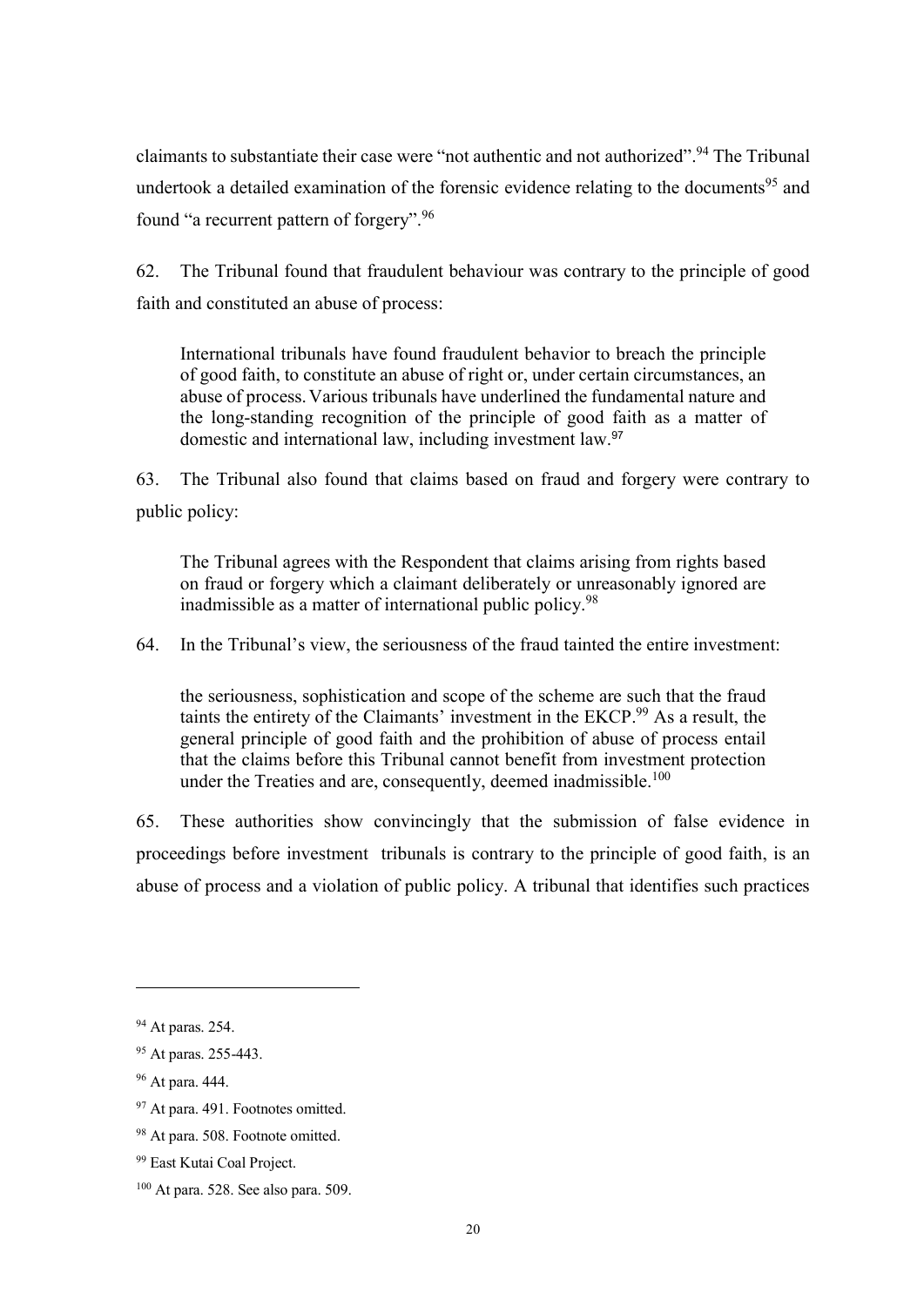claimants to substantiate their case were "not authentic and not authorized".[94] The Tribunal undertook a detailed examination of the forensic evidence relating to the documents[95] and found "a recurrent pattern of forgery".[96]

62. The Tribunal found that fraudulent behaviour was contrary to the principle of good faith and constituted an abuse of process:

> International tribunals have found fraudulent behavior to breach the principle of good faith, to constitute an abuse of right or, under certain circumstances, an abuse of process. Various tribunals have underlined the fundamental nature and the long-standing recognition of the principle of good faith as a matter of domestic and international law, including investment law.[97]

63. The Tribunal also found that claims based on fraud and forgery were contrary to public policy:

> The Tribunal agrees with the Respondent that claims arising from rights based on fraud or forgery which a claimant deliberately or unreasonably ignored are inadmissible as a matter of international public policy.[98]

64. In the Tribunal's view, the seriousness of the fraud tainted the entire investment:

> the seriousness, sophistication and scope of the scheme are such that the fraud taints the entirety of the Claimants' investment in the EKCP.[99] As a result, the general principle of good faith and the prohibition of abuse of process entail that the claims before this Tribunal cannot benefit from investment protection under the Treaties and are, consequently, deemed inadmissible.[100]

65. These authorities show convincingly that the submission of false evidence in proceedings before investment tribunals is contrary to the principle of good faith, is an abuse of process and a violation of public policy. A tribunal that identifies such practices

---

[94] At paras. 254.

[95] At paras. 255-443.

[96] At para. 444.

[97] At para. 491. Footnotes omitted.

[98] At para. 508. Footnote omitted.

[99] East Kutai Coal Project.

[100] At para. 528. See also para. 509.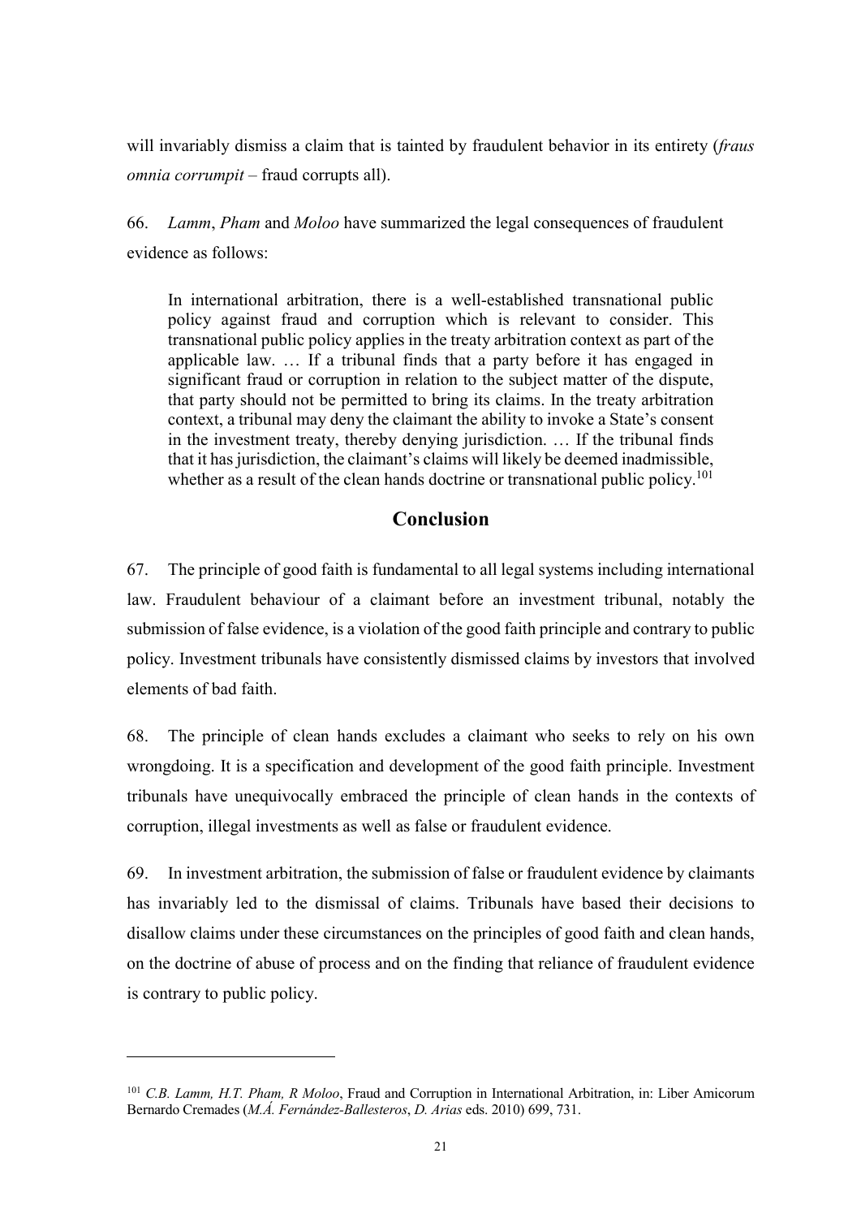will invariably dismiss a claim that is tainted by fraudulent behavior in its entirety (*fraus omnia corrumpit* – fraud corrupts all).

66. *Lamm*, *Pham* and *Moloo* have summarized the legal consequences of fraudulent evidence as follows:

> In international arbitration, there is a well-established transnational public policy against fraud and corruption which is relevant to consider. This transnational public policy applies in the treaty arbitration context as part of the applicable law. … If a tribunal finds that a party before it has engaged in significant fraud or corruption in relation to the subject matter of the dispute, that party should not be permitted to bring its claims. In the treaty arbitration context, a tribunal may deny the claimant the ability to invoke a State's consent in the investment treaty, thereby denying jurisdiction. … If the tribunal finds that it has jurisdiction, the claimant's claims will likely be deemed inadmissible, whether as a result of the clean hands doctrine or transnational public policy.[101]

## Conclusion

67. The principle of good faith is fundamental to all legal systems including international law. Fraudulent behaviour of a claimant before an investment tribunal, notably the submission of false evidence, is a violation of the good faith principle and contrary to public policy. Investment tribunals have consistently dismissed claims by investors that involved elements of bad faith.

68. The principle of clean hands excludes a claimant who seeks to rely on his own wrongdoing. It is a specification and development of the good faith principle. Investment tribunals have unequivocally embraced the principle of clean hands in the contexts of corruption, illegal investments as well as false or fraudulent evidence.

69. In investment arbitration, the submission of false or fraudulent evidence by claimants has invariably led to the dismissal of claims. Tribunals have based their decisions to disallow claims under these circumstances on the principles of good faith and clean hands, on the doctrine of abuse of process and on the finding that reliance of fraudulent evidence is contrary to public policy.

---

[101] *C.B. Lamm, H.T. Pham, R Moloo*, Fraud and Corruption in International Arbitration, in: Liber Amicorum Bernardo Cremades (*M.Á. Fernández-Ballesteros*, *D. Arias* eds. 2010) 699, 731.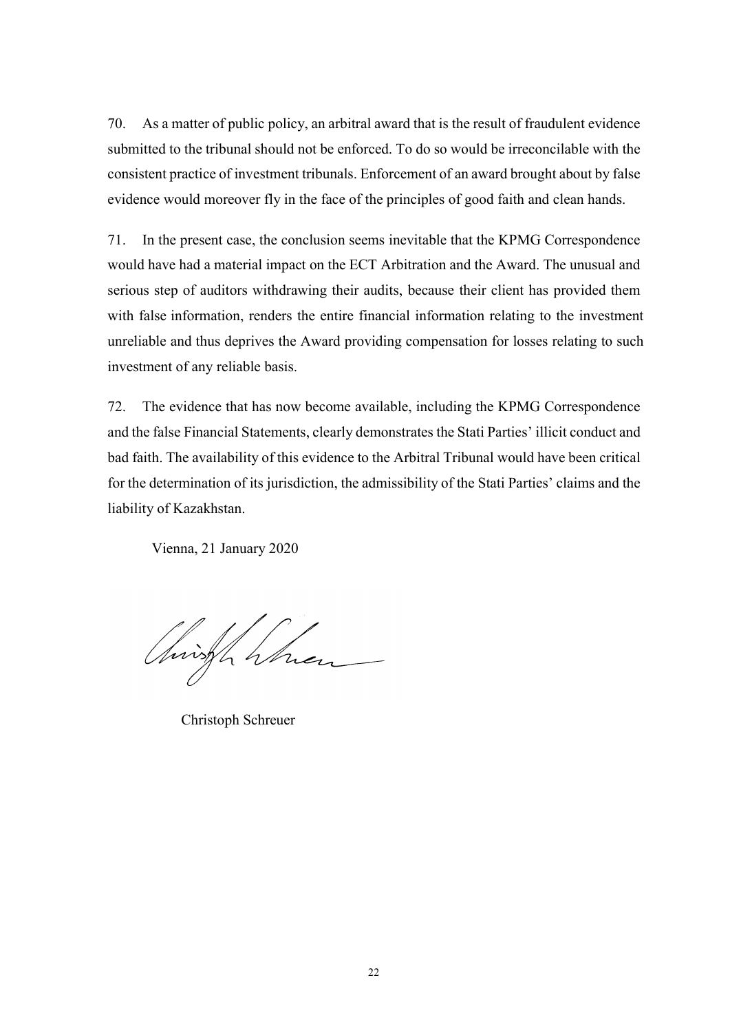70. As a matter of public policy, an arbitral award that is the result of fraudulent evidence submitted to the tribunal should not be enforced. To do so would be irreconcilable with the consistent practice of investment tribunals. Enforcement of an award brought about by false evidence would moreover fly in the face of the principles of good faith and clean hands.

71. In the present case, the conclusion seems inevitable that the KPMG Correspondence would have had a material impact on the ECT Arbitration and the Award. The unusual and serious step of auditors withdrawing their audits, because their client has provided them with false information, renders the entire financial information relating to the investment unreliable and thus deprives the Award providing compensation for losses relating to such investment of any reliable basis.

72. The evidence that has now become available, including the KPMG Correspondence and the false Financial Statements, clearly demonstrates the Stati Parties' illicit conduct and bad faith. The availability of this evidence to the Arbitral Tribunal would have been critical for the determination of its jurisdiction, the admissibility of the Stati Parties' claims and the liability of Kazakhstan.

Vienna, 21 January 2020

Christoph Schreuer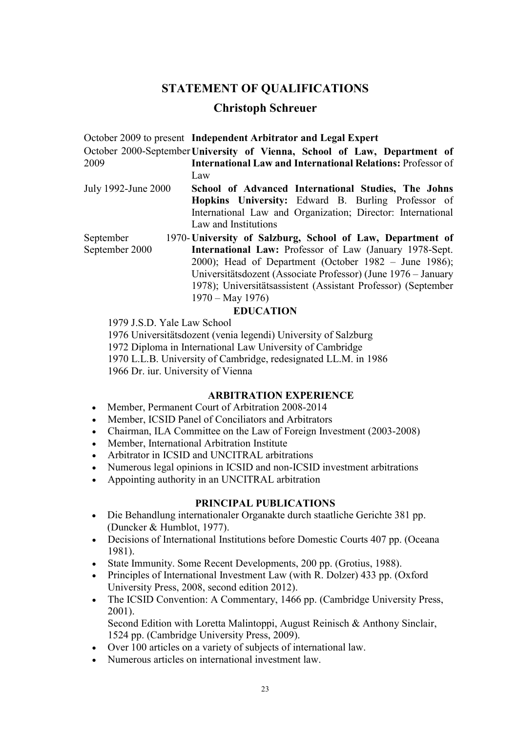# STATEMENT OF QUALIFICATIONS

## Christoph Schreuer

| | |
|---|---|
| October 2009 to present | **Independent Arbitrator and Legal Expert** |
| October 2000-September 2009 | **University of Vienna, School of Law, Department of International Law and International Relations:** Professor of Law |
| July 1992-June 2000 | **School of Advanced International Studies, The Johns Hopkins University:** Edward B. Burling Professor of International Law and Organization; Director: International Law and Institutions |
| September 1970-September 2000 | **University of Salzburg, School of Law, Department of International Law:** Professor of Law (January 1978-Sept. 2000); Head of Department (October 1982 – June 1986); Universitätsdozent (Associate Professor) (June 1976 – January 1978); Universitätsassistent (Assistant Professor) (September 1970 – May 1976) |

### EDUCATION

1979 J.S.D. Yale Law School

1976 Universitätsdozent (venia legendi) University of Salzburg

1972 Diploma in International Law University of Cambridge

1970 L.L.B. University of Cambridge, redesignated LL.M. in 1986

1966 Dr. iur. University of Vienna

### ARBITRATION EXPERIENCE

- Member, Permanent Court of Arbitration 2008-2014
- Member, ICSID Panel of Conciliators and Arbitrators
- Chairman, ILA Committee on the Law of Foreign Investment (2003-2008)
- Member, International Arbitration Institute
- Arbitrator in ICSID and UNCITRAL arbitrations
- Numerous legal opinions in ICSID and non-ICSID investment arbitrations
- Appointing authority in an UNCITRAL arbitration

### PRINCIPAL PUBLICATIONS

- Die Behandlung internationaler Organakte durch staatliche Gerichte 381 pp. (Duncker & Humblot, 1977).
- Decisions of International Institutions before Domestic Courts 407 pp. (Oceana 1981).
- State Immunity. Some Recent Developments, 200 pp. (Grotius, 1988).
- Principles of International Investment Law (with R. Dolzer) 433 pp. (Oxford University Press, 2008, second edition 2012).
- The ICSID Convention: A Commentary, 1466 pp. (Cambridge University Press, 2001).
  Second Edition with Loretta Malintoppi, August Reinisch & Anthony Sinclair, 1524 pp. (Cambridge University Press, 2009).
- Over 100 articles on a variety of subjects of international law.
- Numerous articles on international investment law.